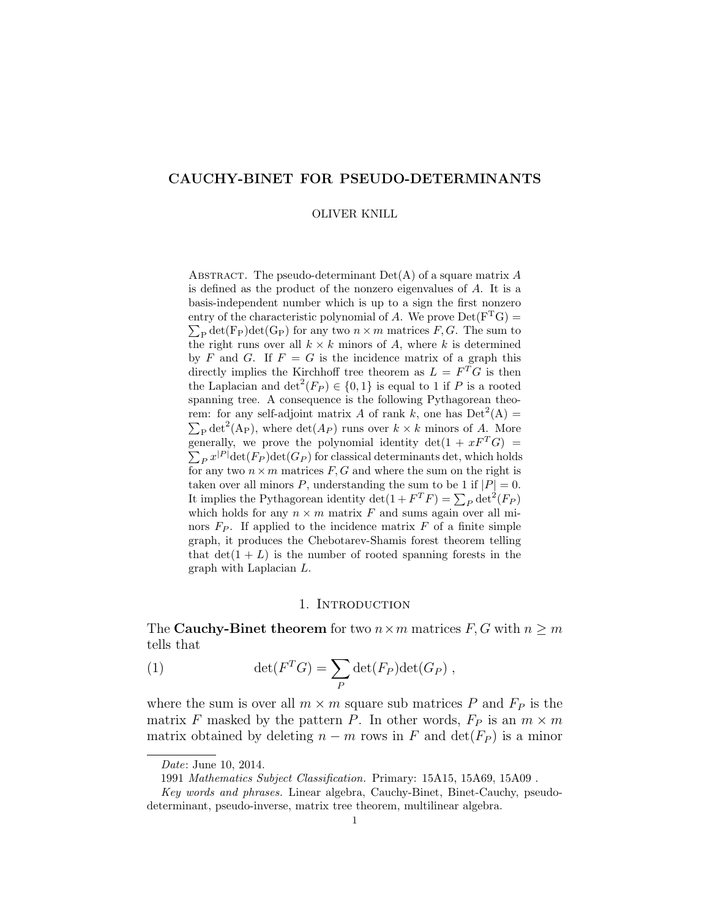# CAUCHY-BINET FOR PSEUDO-DETERMINANTS

OLIVER KNILL

Abstract. The pseudo-determinant $\mathrm{Det(A)}$ of a square matrix $A$ is defined as the product of the nonzero eigenvalues of $A$. It is a basis-independent number which is up to a sign the first nonzero entry of the characteristic polynomial of $A$. We prove $\mathrm{Det(F^TG)} = \sum_{\mathrm{P}} \mathrm{det(F_P)det(G_P)}$ for any two $n \times m$ matrices $F, G$. The sum to the right runs over all $k \times k$ minors of $A$, where $k$ is determined by $F$ and $G$. If $F = G$ is the incidence matrix of a graph this directly implies the Kirchhoff tree theorem as $L = F^T G$ is then the Laplacian and $\det^2(F_P) \in \{0, 1\}$ is equal to 1 if $P$ is a rooted spanning tree. A consequence is the following Pythagorean theorem: for any self-adjoint matrix $A$ of rank $k$, one has $\mathrm{Det^2(A)} = \sum_{\mathrm{P}} \mathrm{det^2(A_P)}$, where $\det(A_P)$ runs over $k \times k$ minors of $A$. More generally, we prove the polynomial identity $\det(1 + xF^TG) = \sum_P x^{|P|} \det(F_P)\det(G_P)$ for classical determinants det, which holds for any two $n \times m$ matrices $F, G$ and where the sum on the right is taken over all minors $P$, understanding the sum to be 1 if $|P| = 0$. It implies the Pythagorean identity $\det(1 + F^T F) = \sum_P \det^2(F_P)$ which holds for any $n \times m$ matrix $F$ and sums again over all minors $F_P$. If applied to the incidence matrix $F$ of a finite simple graph, it produces the Chebotarev-Shamis forest theorem telling that $\det(1 + L)$ is the number of rooted spanning forests in the graph with Laplacian $L$.

## 1. Introduction

The **Cauchy-Binet theorem** for two $n \times m$ matrices $F, G$ with $n \geq m$ tells that

$$\det(F^T G) = \sum_P \det(F_P)\det(G_P) \ , \tag{1}$$

where the sum is over all $m \times m$ square sub matrices $P$ and $F_P$ is the matrix $F$ masked by the pattern $P$. In other words, $F_P$ is an $m \times m$ matrix obtained by deleting $n - m$ rows in $F$ and $\det(F_P)$ is a minor

*Date*: June 10, 2014.

1991 *Mathematics Subject Classification.* Primary: 15A15, 15A69, 15A09 .

*Key words and phrases.* Linear algebra, Cauchy-Binet, Binet-Cauchy, pseudo-determinant, pseudo-inverse, matrix tree theorem, multilinear algebra.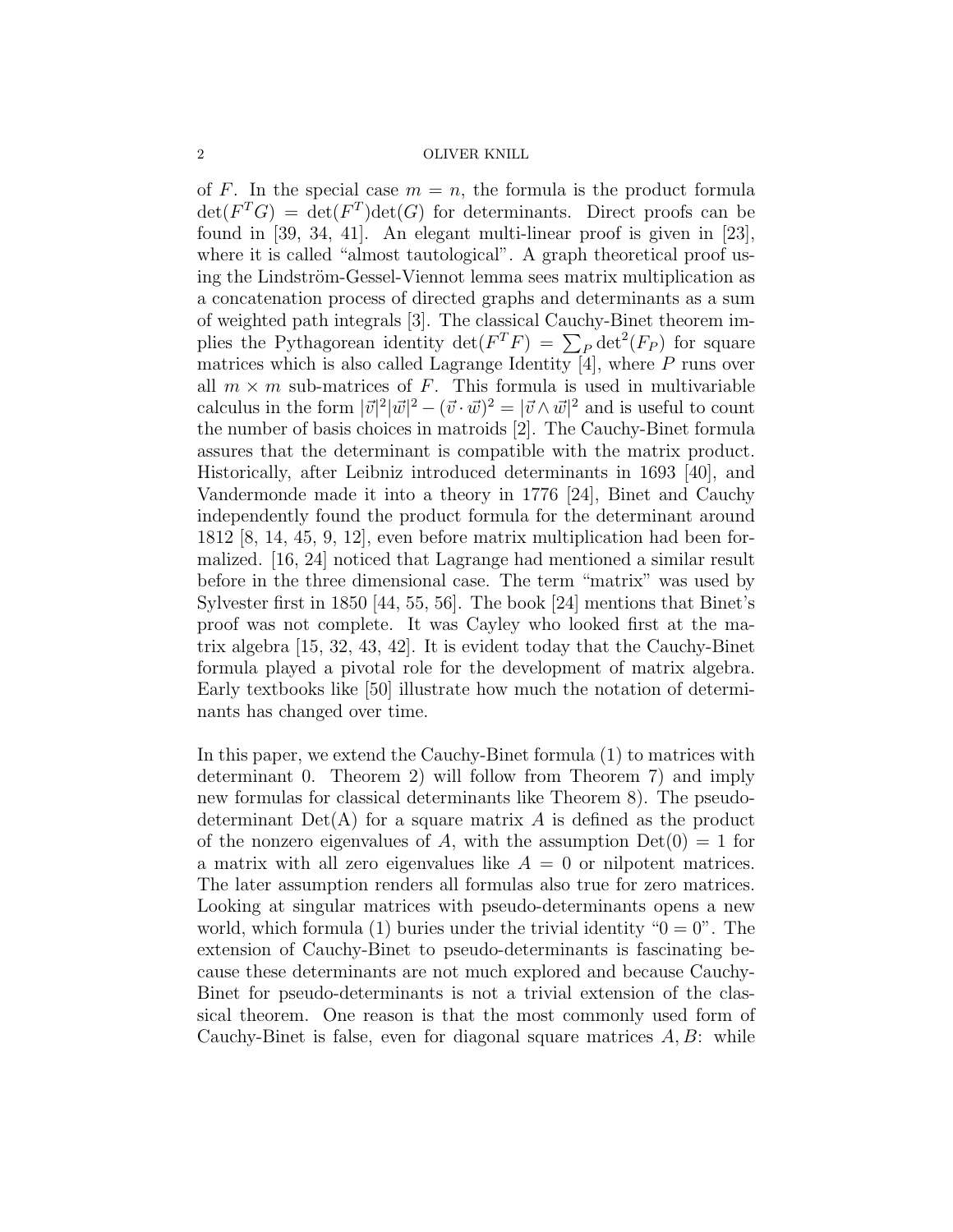of $F$. In the special case $m = n$, the formula is the product formula $\det(F^T G) = \det(F^T)\det(G)$ for determinants. Direct proofs can be found in [39, 34, 41]. An elegant multi-linear proof is given in [23], where it is called "almost tautological". A graph theoretical proof using the Lindström-Gessel-Viennot lemma sees matrix multiplication as a concatenation process of directed graphs and determinants as a sum of weighted path integrals [3]. The classical Cauchy-Binet theorem implies the Pythagorean identity $\det(F^T F) = \sum_P \det^2(F_P)$ for square matrices which is also called Lagrange Identity [4], where $P$ runs over all $m \times m$ sub-matrices of $F$. This formula is used in multivariable calculus in the form $|\vec{v}|^2|\vec{w}|^2 - (\vec{v} \cdot \vec{w})^2 = |\vec{v} \wedge \vec{w}|^2$ and is useful to count the number of basis choices in matroids [2]. The Cauchy-Binet formula assures that the determinant is compatible with the matrix product. Historically, after Leibniz introduced determinants in 1693 [40], and Vandermonde made it into a theory in 1776 [24], Binet and Cauchy independently found the product formula for the determinant around 1812 [8, 14, 45, 9, 12], even before matrix multiplication had been formalized. [16, 24] noticed that Lagrange had mentioned a similar result before in the three dimensional case. The term "matrix" was used by Sylvester first in 1850 [44, 55, 56]. The book [24] mentions that Binet's proof was not complete. It was Cayley who looked first at the matrix algebra [15, 32, 43, 42]. It is evident today that the Cauchy-Binet formula played a pivotal role for the development of matrix algebra. Early textbooks like [50] illustrate how much the notation of determinants has changed over time.

In this paper, we extend the Cauchy-Binet formula (1) to matrices with determinant 0. Theorem 2) will follow from Theorem 7) and imply new formulas for classical determinants like Theorem 8). The pseudo-determinant Det(A) for a square matrix $A$ is defined as the product of the nonzero eigenvalues of $A$, with the assumption $\text{Det}(0) = 1$ for a matrix with all zero eigenvalues like $A = 0$ or nilpotent matrices. The later assumption renders all formulas also true for zero matrices. Looking at singular matrices with pseudo-determinants opens a new world, which formula (1) buries under the trivial identity "$0 = 0$". The extension of Cauchy-Binet to pseudo-determinants is fascinating because these determinants are not much explored and because Cauchy-Binet for pseudo-determinants is not a trivial extension of the classical theorem. One reason is that the most commonly used form of Cauchy-Binet is false, even for diagonal square matrices $A, B$: while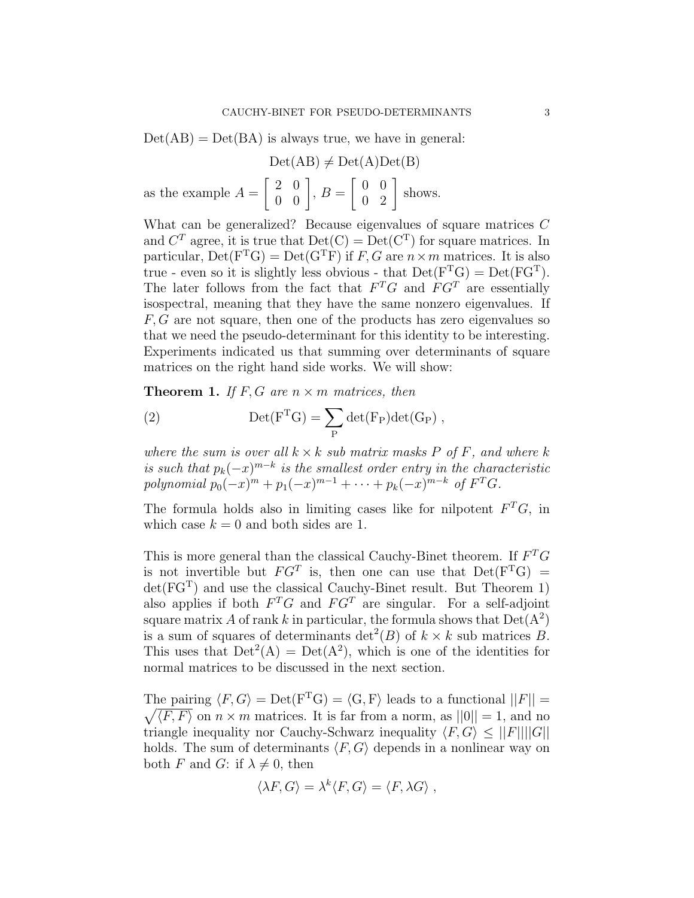$\mathrm{Det(AB) = Det(BA)}$ is always true, we have in general:

$$\mathrm{Det(AB) \neq Det(A)Det(B)}$$

as the example $A = \begin{bmatrix} 2 & 0 \\ 0 & 0 \end{bmatrix}$, $B = \begin{bmatrix} 0 & 0 \\ 0 & 2 \end{bmatrix}$ shows.

What can be generalized? Because eigenvalues of square matrices $C$ and $C^T$ agree, it is true that $\mathrm{Det(C) = Det(C^T)}$ for square matrices. In particular, $\mathrm{Det(F^TG) = Det(G^TF)}$ if $F, G$ are $n \times m$ matrices. It is also true - even so it is slightly less obvious - that $\mathrm{Det(F^TG) = Det(FG^T)}$. The later follows from the fact that $F^TG$ and $FG^T$ are essentially isospectral, meaning that they have the same nonzero eigenvalues. If $F, G$ are not square, then one of the products has zero eigenvalues so that we need the pseudo-determinant for this identity to be interesting. Experiments indicated us that summing over determinants of square matrices on the right hand side works. We will show:

**Theorem 1.** *If $F, G$ are $n \times m$ matrices, then*

$$\mathrm{Det(F^TG)} = \sum_{\mathrm{P}} \mathrm{det(F_P)det(G_P)} \ , \tag{2}$$

*where the sum is over all $k \times k$ sub matrix masks $P$ of $F$, and where $k$ is such that $p_k(-x)^{m-k}$ is the smallest order entry in the characteristic polynomial $p_0(-x)^m + p_1(-x)^{m-1} + \cdots + p_k(-x)^{m-k}$ of $F^TG$.*

The formula holds also in limiting cases like for nilpotent $F^TG$, in which case $k = 0$ and both sides are 1.

This is more general than the classical Cauchy-Binet theorem. If $F^TG$ is not invertible but $FG^T$ is, then one can use that $\mathrm{Det(F^TG) = det(FG^T)}$ and use the classical Cauchy-Binet result. But Theorem 1) also applies if both $F^TG$ and $FG^T$ are singular. For a self-adjoint square matrix $A$ of rank $k$ in particular, the formula shows that $\mathrm{Det(A^2)}$ is a sum of squares of determinants $\det^2(B)$ of $k \times k$ sub matrices $B$. This uses that $\mathrm{Det^2(A) = Det(A^2)}$, which is one of the identities for normal matrices to be discussed in the next section.

The pairing $\langle F, G \rangle = \mathrm{Det(F^TG)} = \langle \mathrm{G, F} \rangle$ leads to a functional $||F|| = \sqrt{\langle F, F \rangle}$ on $n \times m$ matrices. It is far from a norm, as $||0|| = 1$, and no triangle inequality nor Cauchy-Schwarz inequality $\langle F, G \rangle \leq ||F||||G||$ holds. The sum of determinants $\langle F, G \rangle$ depends in a nonlinear way on both $F$ and $G$: if $\lambda \neq 0$, then

$$\langle \lambda F, G \rangle = \lambda^k \langle F, G \rangle = \langle F, \lambda G \rangle \ ,$$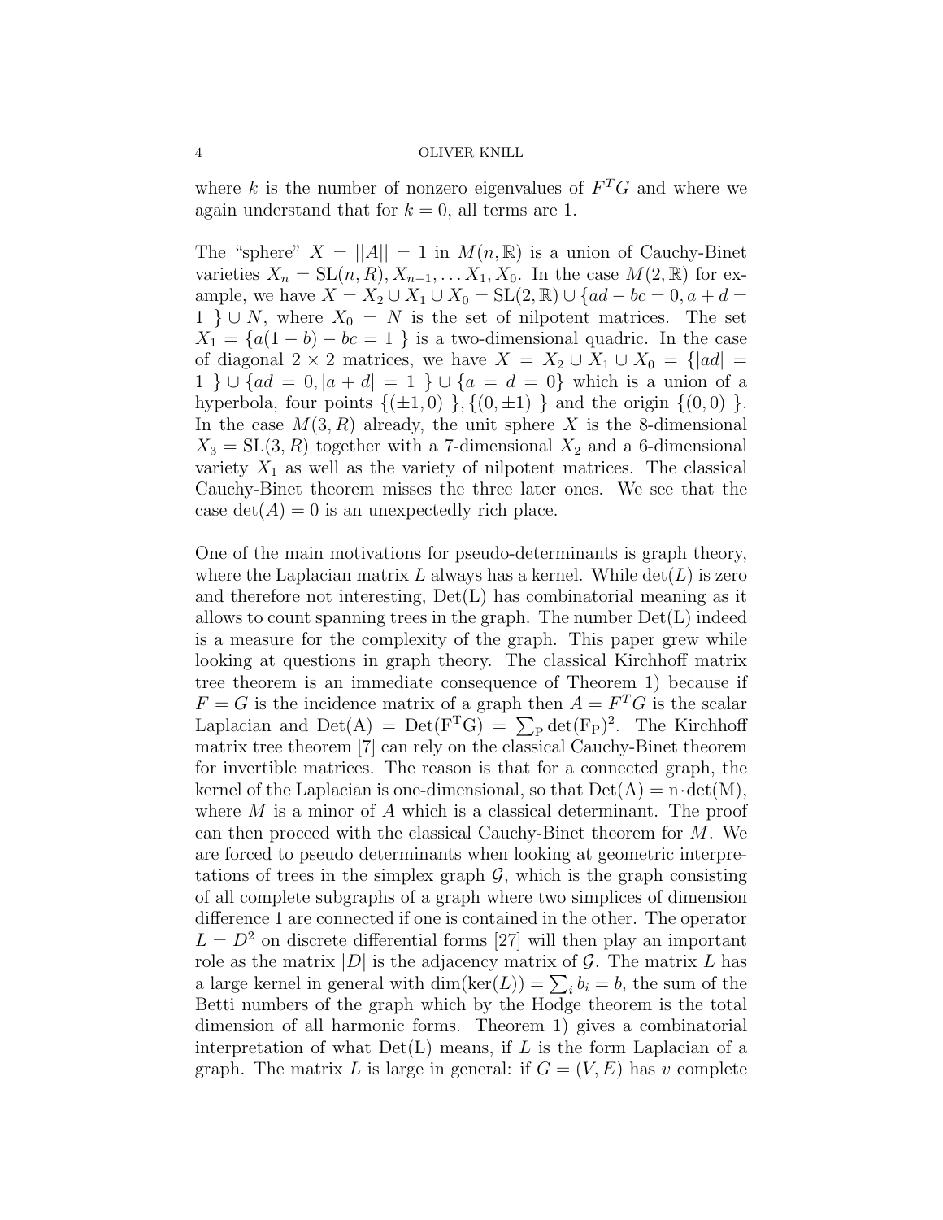where $k$ is the number of nonzero eigenvalues of $F^T G$ and where we again understand that for $k = 0$, all terms are 1.

The "sphere" $X = ||A|| = 1$ in $M(n, \mathbb{R})$ is a union of Cauchy-Binet varieties $X_n = \mathrm{SL}(n, R), X_{n-1}, \dots X_1, X_0$. In the case $M(2, \mathbb{R})$ for example, we have $X = X_2 \cup X_1 \cup X_0 = \mathrm{SL}(2, \mathbb{R}) \cup \{ad - bc = 0, a + d = 1\ \} \cup N$, where $X_0 = N$ is the set of nilpotent matrices. The set $X_1 = \{a(1 - b) - bc = 1\ \}$ is a two-dimensional quadric. In the case of diagonal $2 \times 2$ matrices, we have $X = X_2 \cup X_1 \cup X_0 = \{|ad| = 1\ \} \cup \{ad = 0, |a + d| = 1\ \} \cup \{a = d = 0\}$ which is a union of a hyperbola, four points $\{(\pm 1, 0)\ \}, \{(0, \pm 1)\ \}$ and the origin $\{(0, 0)\ \}$. In the case $M(3, R)$ already, the unit sphere $X$ is the 8-dimensional $X_3 = \mathrm{SL}(3, R)$ together with a 7-dimensional $X_2$ and a 6-dimensional variety $X_1$ as well as the variety of nilpotent matrices. The classical Cauchy-Binet theorem misses the three later ones. We see that the case $\det(A) = 0$ is an unexpectedly rich place.

One of the main motivations for pseudo-determinants is graph theory, where the Laplacian matrix $L$ always has a kernel. While $\det(L)$ is zero and therefore not interesting, $\mathrm{Det}(L)$ has combinatorial meaning as it allows to count spanning trees in the graph. The number $\mathrm{Det}(L)$ indeed is a measure for the complexity of the graph. This paper grew while looking at questions in graph theory. The classical Kirchhoff matrix tree theorem is an immediate consequence of Theorem 1) because if $F = G$ is the incidence matrix of a graph then $A = F^T G$ is the scalar Laplacian and $\mathrm{Det}(A) = \mathrm{Det}(F^T G) = \sum_P \det(F_P)^2$. The Kirchhoff matrix tree theorem [7] can rely on the classical Cauchy-Binet theorem for invertible matrices. The reason is that for a connected graph, the kernel of the Laplacian is one-dimensional, so that $\mathrm{Det}(A) = n \cdot \det(M)$, where $M$ is a minor of $A$ which is a classical determinant. The proof can then proceed with the classical Cauchy-Binet theorem for $M$. We are forced to pseudo determinants when looking at geometric interpretations of trees in the simplex graph $\mathcal{G}$, which is the graph consisting of all complete subgraphs of a graph where two simplices of dimension difference 1 are connected if one is contained in the other. The operator $L = D^2$ on discrete differential forms [27] will then play an important role as the matrix $|D|$ is the adjacency matrix of $\mathcal{G}$. The matrix $L$ has a large kernel in general with $\dim(\ker(L)) = \sum_i b_i = b$, the sum of the Betti numbers of the graph which by the Hodge theorem is the total dimension of all harmonic forms. Theorem 1) gives a combinatorial interpretation of what $\mathrm{Det}(L)$ means, if $L$ is the form Laplacian of a graph. The matrix $L$ is large in general: if $G = (V, E)$ has $v$ complete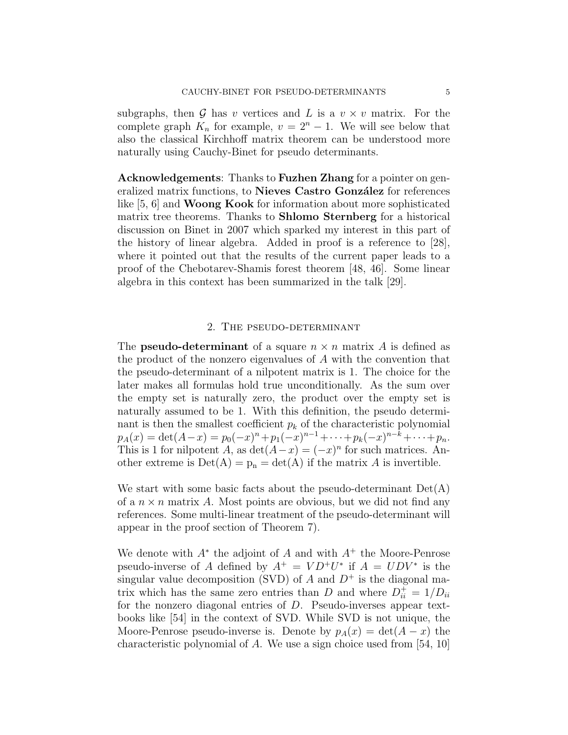subgraphs, then $\mathcal{G}$ has $v$ vertices and $L$ is a $v \times v$ matrix. For the complete graph $K_n$ for example, $v = 2^n - 1$. We will see below that also the classical Kirchhoff matrix theorem can be understood more naturally using Cauchy-Binet for pseudo determinants.

**Acknowledgements**: Thanks to **Fuzhen Zhang** for a pointer on generalized matrix functions, to **Nieves Castro González** for references like [5, 6] and **Woong Kook** for information about more sophisticated matrix tree theorems. Thanks to **Shlomo Sternberg** for a historical discussion on Binet in 2007 which sparked my interest in this part of the history of linear algebra. Added in proof is a reference to [28], where it pointed out that the results of the current paper leads to a proof of the Chebotarev-Shamis forest theorem [48, 46]. Some linear algebra in this context has been summarized in the talk [29].

## 2. The pseudo-determinant

The **pseudo-determinant** of a square $n \times n$ matrix $A$ is defined as the product of the nonzero eigenvalues of $A$ with the convention that the pseudo-determinant of a nilpotent matrix is 1. The choice for the later makes all formulas hold true unconditionally. As the sum over the empty set is naturally zero, the product over the empty set is naturally assumed to be 1. With this definition, the pseudo determinant is then the smallest coefficient $p_k$ of the characteristic polynomial $p_A(x) = \det(A - x) = p_0(-x)^n + p_1(-x)^{n-1} + \cdots + p_k(-x)^{n-k} + \cdots + p_n$. This is 1 for nilpotent $A$, as $\det(A - x) = (-x)^n$ for such matrices. Another extreme is $\mathrm{Det(A) = p_n = det(A)}$ if the matrix $A$ is invertible.

We start with some basic facts about the pseudo-determinant $\mathrm{Det(A)}$ of a $n \times n$ matrix $A$. Most points are obvious, but we did not find any references. Some multi-linear treatment of the pseudo-determinant will appear in the proof section of Theorem 7).

We denote with $A^*$ the adjoint of $A$ and with $A^+$ the Moore-Penrose pseudo-inverse of $A$ defined by $A^+ = VD^+U^*$ if $A = UDV^*$ is the singular value decomposition (SVD) of $A$ and $D^+$ is the diagonal matrix which has the same zero entries than $D$ and where $D^+_{ii} = 1/D_{ii}$ for the nonzero diagonal entries of $D$. Pseudo-inverses appear textbooks like [54] in the context of SVD. While SVD is not unique, the Moore-Penrose pseudo-inverse is. Denote by $p_A(x) = \det(A - x)$ the characteristic polynomial of $A$. We use a sign choice used from [54, 10]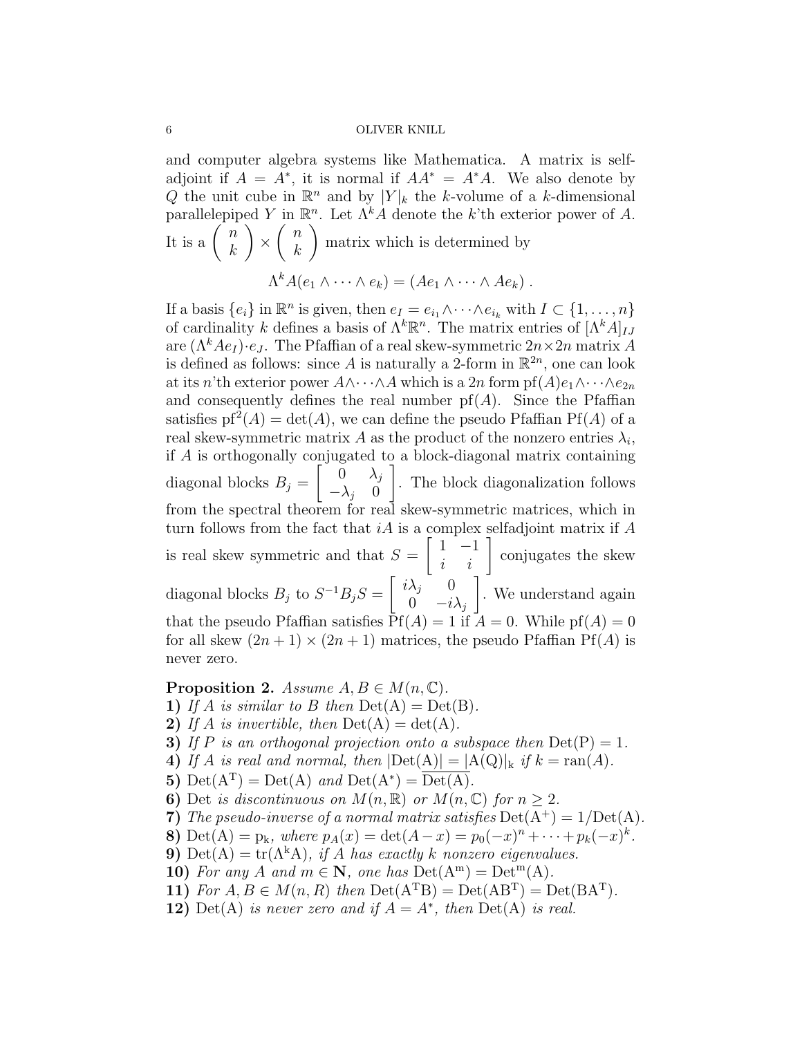and computer algebra systems like Mathematica. A matrix is self-adjoint if $A = A^*$, it is normal if $AA^* = A^*A$. We also denote by $Q$ the unit cube in $\mathbb{R}^n$ and by $|Y|_k$ the $k$-volume of a $k$-dimensional parallelepiped $Y$ in $\mathbb{R}^n$. Let $\Lambda^k A$ denote the $k$'th exterior power of $A$. It is a $\begin{pmatrix} n \\ k \end{pmatrix} \times \begin{pmatrix} n \\ k \end{pmatrix}$ matrix which is determined by

$$\Lambda^k A(e_1 \wedge \cdots \wedge e_k) = (Ae_1 \wedge \cdots \wedge Ae_k) \; .$$

If a basis $\{e_i\}$ in $\mathbb{R}^n$ is given, then $e_I = e_{i_1} \wedge \cdots \wedge e_{i_k}$ with $I \subset \{1, \dots, n\}$ of cardinality $k$ defines a basis of $\Lambda^k \mathbb{R}^n$. The matrix entries of $[\Lambda^k A]_{IJ}$ are $(\Lambda^k A e_I) \cdot e_J$. The Pfaffian of a real skew-symmetric $2n \times 2n$ matrix $A$ is defined as follows: since $A$ is naturally a 2-form in $\mathbb{R}^{2n}$, one can look at its $n$'th exterior power $A \wedge \cdots \wedge A$ which is a $2n$ form $\mathrm{pf}(A) e_1 \wedge \cdots \wedge e_{2n}$ and consequently defines the real number $\mathrm{pf}(A)$. Since the Pfaffian satisfies $\mathrm{pf}^2(A) = \det(A)$, we can define the pseudo Pfaffian $\mathrm{Pf}(A)$ of a real skew-symmetric matrix $A$ as the product of the nonzero entries $\lambda_i$, if $A$ is orthogonally conjugated to a block-diagonal matrix containing diagonal blocks $B_j = \begin{bmatrix} 0 & \lambda_j \\ -\lambda_j & 0 \end{bmatrix}$. The block diagonalization follows from the spectral theorem for real skew-symmetric matrices, which in turn follows from the fact that $iA$ is a complex selfadjoint matrix if $A$ is real skew symmetric and that $S = \begin{bmatrix} 1 & -1 \\ i & i \end{bmatrix}$ conjugates the skew diagonal blocks $B_j$ to $S^{-1} B_j S = \begin{bmatrix} i\lambda_j & 0 \\ 0 & -i\lambda_j \end{bmatrix}$. We understand again that the pseudo Pfaffian satisfies $\mathrm{Pf}(A) = 1$ if $A = 0$. While $\mathrm{pf}(A) = 0$ for all skew $(2n+1) \times (2n+1)$ matrices, the pseudo Pfaffian $\mathrm{Pf}(A)$ is never zero.

**Proposition 2.** *Assume $A, B \in M(n, \mathbb{C})$.*
**1)** *If $A$ is similar to $B$ then $\mathrm{Det(A)} = \mathrm{Det(B)}$.*
**2)** *If $A$ is invertible, then $\mathrm{Det(A)} = \det(\mathrm{A})$.*
**3)** *If $P$ is an orthogonal projection onto a subspace then $\mathrm{Det(P)} = 1$.*
**4)** *If $A$ is real and normal, then $|\mathrm{Det(A)}| = |\mathrm{A(Q)}|_\mathrm{k}$ if $k = \mathrm{ran}(A)$.*
**5)** $\mathrm{Det(A^T)} = \mathrm{Det(A)}$ *and* $\mathrm{Det(A^*)} = \overline{\mathrm{Det(A)}}$.
**6)** Det *is discontinuous on $M(n, \mathbb{R})$ or $M(n, \mathbb{C})$ for $n \geq 2$.*
**7)** *The pseudo-inverse of a normal matrix satisfies* $\mathrm{Det(A^+)} = 1/\mathrm{Det(A)}$.
**8)** $\mathrm{Det(A)} = \mathrm{p_k}$*, where $p_A(x) = \det(A - x) = p_0(-x)^n + \cdots + p_k(-x)^k$.*
**9)** $\mathrm{Det(A)} = \mathrm{tr}(\Lambda^\mathrm{k} \mathrm{A})$*, if $A$ has exactly $k$ nonzero eigenvalues.*
**10)** *For any $A$ and $m \in \mathbf{N}$, one has* $\mathrm{Det(A^m)} = \mathrm{Det^m(A)}$.
**11)** *For $A, B \in M(n, R)$ then* $\mathrm{Det(A^T B)} = \mathrm{Det(A B^T)} = \mathrm{Det(B A^T)}$.
**12)** $\mathrm{Det(A)}$ *is never zero and if $A = A^*$, then* $\mathrm{Det(A)}$ *is real.*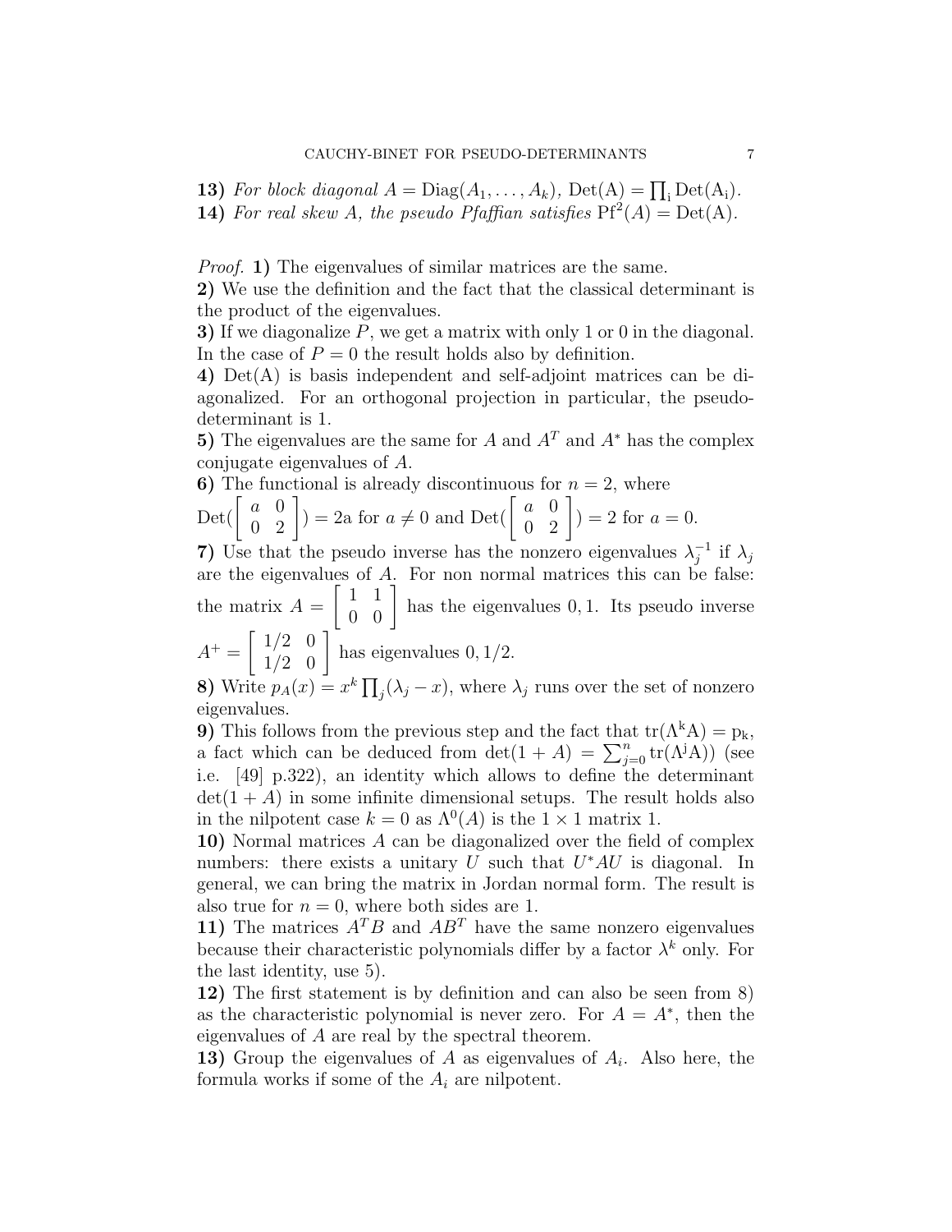**13)** *For block diagonal* $A = \text{Diag}(A_1, \dots, A_k)$*,* $\text{Det(A)} = \prod_{\text{i}} \text{Det(A}_{\text{i}})$*.*
**14)** *For real skew A, the pseudo Pfaffian satisfies* $\text{Pf}^2(A) = \text{Det(A)}$*.*

*Proof.* **1)** The eigenvalues of similar matrices are the same.
**2)** We use the definition and the fact that the classical determinant is the product of the eigenvalues.
**3)** If we diagonalize $P$, we get a matrix with only 1 or 0 in the diagonal. In the case of $P = 0$ the result holds also by definition.
**4)** Det(A) is basis independent and self-adjoint matrices can be diagonalized. For an orthogonal projection in particular, the pseudo-determinant is 1.
**5)** The eigenvalues are the same for $A$ and $A^T$ and $A^*$ has the complex conjugate eigenvalues of $A$.
**6)** The functional is already discontinuous for $n = 2$, where
$\text{Det}(\begin{bmatrix} a & 0 \\ 0 & 2 \end{bmatrix}) = 2\text{a}$ for $a \neq 0$ and $\text{Det}(\begin{bmatrix} a & 0 \\ 0 & 2 \end{bmatrix}) = 2$ for $a = 0$.
**7)** Use that the pseudo inverse has the nonzero eigenvalues $\lambda_j^{-1}$ if $\lambda_j$ are the eigenvalues of $A$. For non normal matrices this can be false: the matrix $A = \begin{bmatrix} 1 & 1 \\ 0 & 0 \end{bmatrix}$ has the eigenvalues $0, 1$. Its pseudo inverse $A^+ = \begin{bmatrix} 1/2 & 0 \\ 1/2 & 0 \end{bmatrix}$ has eigenvalues $0, 1/2$.
**8)** Write $p_A(x) = x^k \prod_j (\lambda_j - x)$, where $\lambda_j$ runs over the set of nonzero eigenvalues.
**9)** This follows from the previous step and the fact that $\text{tr}(\Lambda^{\text{k}}\text{A}) = \text{p}_{\text{k}}$, a fact which can be deduced from $\det(1 + A) = \sum_{j=0}^{n} \text{tr}(\Lambda^{\text{j}}\text{A}))$ (see i.e. [49] p.322), an identity which allows to define the determinant $\det(1 + A)$ in some infinite dimensional setups. The result holds also in the nilpotent case $k = 0$ as $\Lambda^0(A)$ is the $1 \times 1$ matrix 1.
**10)** Normal matrices $A$ can be diagonalized over the field of complex numbers: there exists a unitary $U$ such that $U^*AU$ is diagonal. In general, we can bring the matrix in Jordan normal form. The result is also true for $n = 0$, where both sides are 1.
**11)** The matrices $A^TB$ and $AB^T$ have the same nonzero eigenvalues because their characteristic polynomials differ by a factor $\lambda^k$ only. For the last identity, use 5).
**12)** The first statement is by definition and can also be seen from 8) as the characteristic polynomial is never zero. For $A = A^*$, then the eigenvalues of $A$ are real by the spectral theorem.
**13)** Group the eigenvalues of $A$ as eigenvalues of $A_i$. Also here, the formula works if some of the $A_i$ are nilpotent.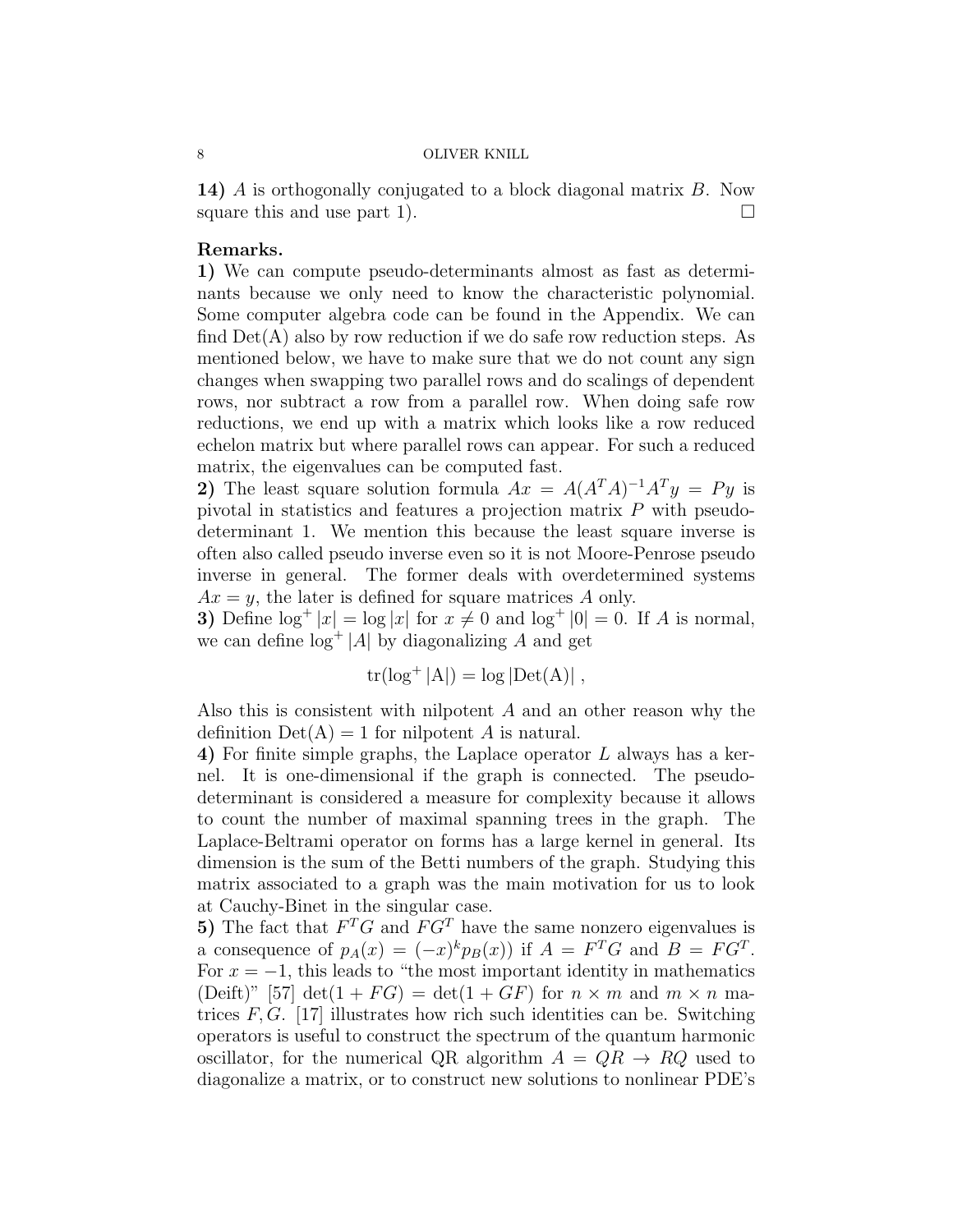**14)** $A$ is orthogonally conjugated to a block diagonal matrix $B$. Now square this and use part 1). $\square$

**Remarks.**

**1)** We can compute pseudo-determinants almost as fast as determinants because we only need to know the characteristic polynomial. Some computer algebra code can be found in the Appendix. We can find $\mathrm{Det(A)}$ also by row reduction if we do safe row reduction steps. As mentioned below, we have to make sure that we do not count any sign changes when swapping two parallel rows and do scalings of dependent rows, nor subtract a row from a parallel row. When doing safe row reductions, we end up with a matrix which looks like a row reduced echelon matrix but where parallel rows can appear. For such a reduced matrix, the eigenvalues can be computed fast.

**2)** The least square solution formula $Ax = A(A^TA)^{-1}A^Ty = Py$ is pivotal in statistics and features a projection matrix $P$ with pseudo-determinant 1. We mention this because the least square inverse is often also called pseudo inverse even so it is not Moore-Penrose pseudo inverse in general. The former deals with overdetermined systems $Ax = y$, the later is defined for square matrices $A$ only.

**3)** Define $\log^+ |x| = \log |x|$ for $x \neq 0$ and $\log^+ |0| = 0$. If $A$ is normal, we can define $\log^+ |A|$ by diagonalizing $A$ and get

$$\mathrm{tr}(\log^+ |\mathrm{A}|) = \log |\mathrm{Det(A)}| \ ,$$

Also this is consistent with nilpotent $A$ and an other reason why the definition $\mathrm{Det(A)} = 1$ for nilpotent $A$ is natural.

**4)** For finite simple graphs, the Laplace operator $L$ always has a kernel. It is one-dimensional if the graph is connected. The pseudo-determinant is considered a measure for complexity because it allows to count the number of maximal spanning trees in the graph. The Laplace-Beltrami operator on forms has a large kernel in general. Its dimension is the sum of the Betti numbers of the graph. Studying this matrix associated to a graph was the main motivation for us to look at Cauchy-Binet in the singular case.

**5)** The fact that $F^TG$ and $FG^T$ have the same nonzero eigenvalues is a consequence of $p_A(x) = (-x)^k p_B(x))$ if $A = F^TG$ and $B = FG^T$. For $x = -1$, this leads to "the most important identity in mathematics (Deift)" [57] $\det(1 + FG) = \det(1 + GF)$ for $n \times m$ and $m \times n$ matrices $F, G$. [17] illustrates how rich such identities can be. Switching operators is useful to construct the spectrum of the quantum harmonic oscillator, for the numerical QR algorithm $A = QR \to RQ$ used to diagonalize a matrix, or to construct new solutions to nonlinear PDE's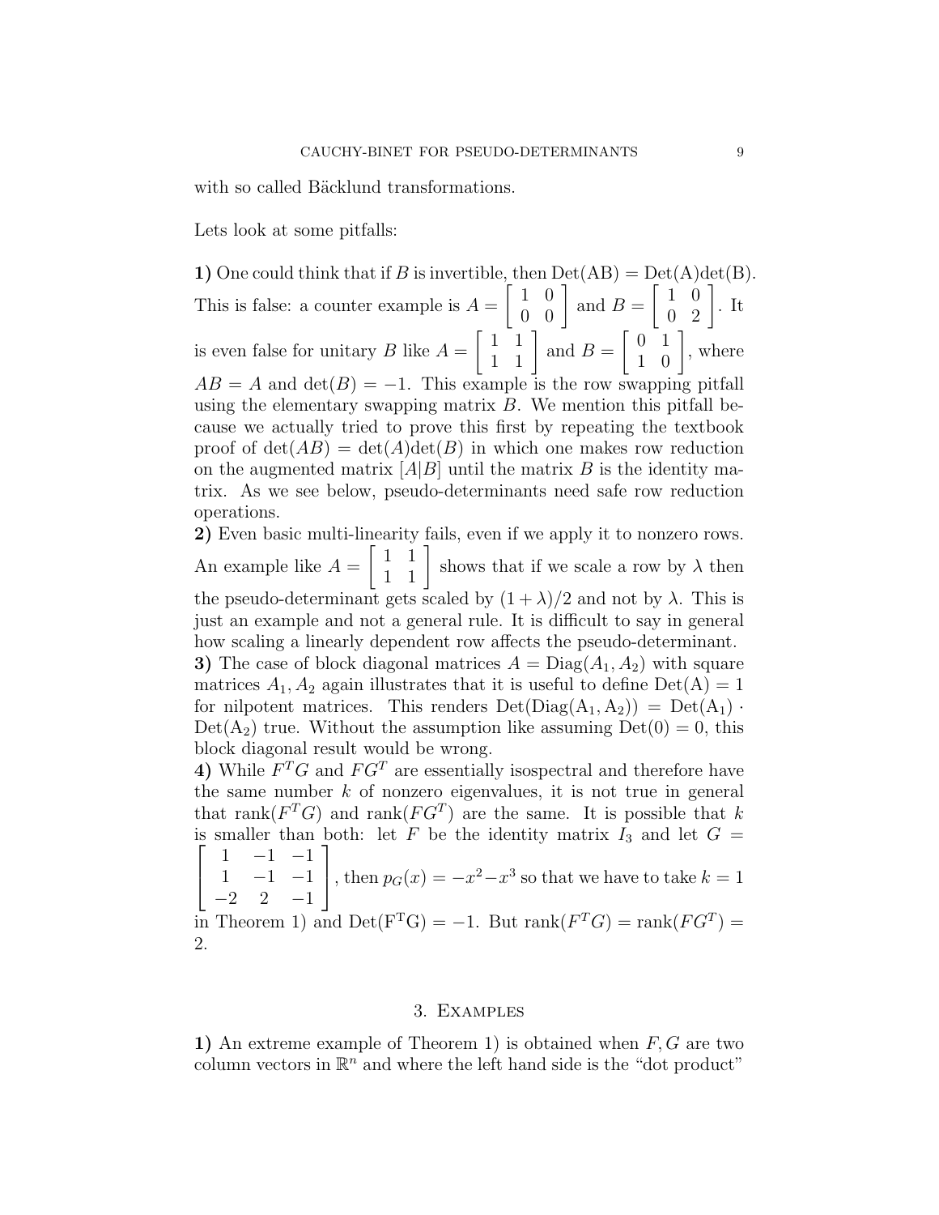with so called Bäcklund transformations.

Lets look at some pitfalls:

**1)** One could think that if $B$ is invertible, then $\mathrm{Det}(AB) = \mathrm{Det}(A)\det(B)$. This is false: a counter example is $A = \begin{bmatrix} 1 & 0 \\ 0 & 0 \end{bmatrix}$ and $B = \begin{bmatrix} 1 & 0 \\ 0 & 2 \end{bmatrix}$. It is even false for unitary $B$ like $A = \begin{bmatrix} 1 & 1 \\ 1 & 1 \end{bmatrix}$ and $B = \begin{bmatrix} 0 & 1 \\ 1 & 0 \end{bmatrix}$, where $AB = A$ and $\det(B) = -1$. This example is the row swapping pitfall using the elementary swapping matrix $B$. We mention this pitfall because we actually tried to prove this first by repeating the textbook proof of $\det(AB) = \det(A)\det(B)$ in which one makes row reduction on the augmented matrix $[A|B]$ until the matrix $B$ is the identity matrix. As we see below, pseudo-determinants need safe row reduction operations.

**2)** Even basic multi-linearity fails, even if we apply it to nonzero rows. An example like $A = \begin{bmatrix} 1 & 1 \\ 1 & 1 \end{bmatrix}$ shows that if we scale a row by $\lambda$ then the pseudo-determinant gets scaled by $(1+\lambda)/2$ and not by $\lambda$. This is just an example and not a general rule. It is difficult to say in general how scaling a linearly dependent row affects the pseudo-determinant.

**3)** The case of block diagonal matrices $A = \mathrm{Diag}(A_1, A_2)$ with square matrices $A_1, A_2$ again illustrates that it is useful to define $\mathrm{Det}(A) = 1$ for nilpotent matrices. This renders $\mathrm{Det}(\mathrm{Diag}(A_1, A_2)) = \mathrm{Det}(A_1) \cdot \mathrm{Det}(A_2)$ true. Without the assumption like assuming $\mathrm{Det}(0) = 0$, this block diagonal result would be wrong.

**4)** While $F^T G$ and $F G^T$ are essentially isospectral and therefore have the same number $k$ of nonzero eigenvalues, it is not true in general that $\mathrm{rank}(F^T G)$ and $\mathrm{rank}(F G^T)$ are the same. It is possible that $k$ is smaller than both: let $F$ be the identity matrix $I_3$ and let $G = \begin{bmatrix} 1 & -1 & -1 \\ 1 & -1 & -1 \\ -2 & 2 & -1 \end{bmatrix}$, then $p_G(x) = -x^2 - x^3$ so that we have to take $k = 1$ in Theorem 1) and $\mathrm{Det}(F^T G) = -1$. But $\mathrm{rank}(F^T G) = \mathrm{rank}(F G^T) = 2$.

## 3. Examples

**1)** An extreme example of Theorem 1) is obtained when $F, G$ are two column vectors in $\mathbb{R}^n$ and where the left hand side is the "dot product"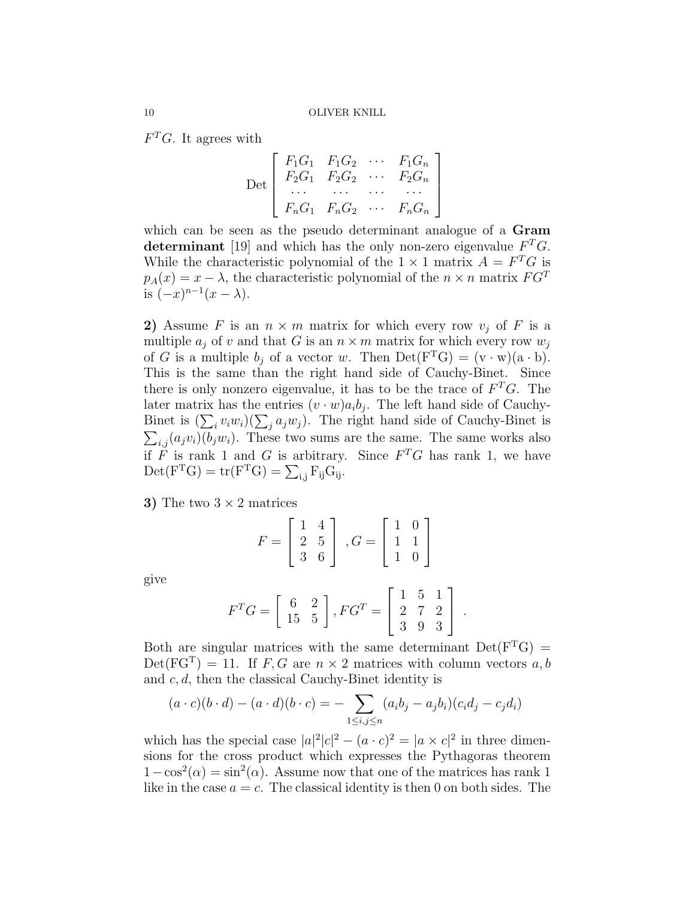$F^TG$. It agrees with

$$\text{Det} \begin{bmatrix} F_1G_1 & F_1G_2 & \cdots & F_1G_n \\ F_2G_1 & F_2G_2 & \cdots & F_2G_n \\ \cdots & \cdots & \cdots & \cdots \\ F_nG_1 & F_nG_2 & \cdots & F_nG_n \end{bmatrix}$$

which can be seen as the pseudo determinant analogue of a **Gram determinant** [19] and which has the only non-zero eigenvalue $F^TG$. While the characteristic polynomial of the $1 \times 1$ matrix $A = F^TG$ is $p_A(x) = x - \lambda$, the characteristic polynomial of the $n \times n$ matrix $FG^T$ is $(-x)^{n-1}(x - \lambda)$.

**2)** Assume $F$ is an $n \times m$ matrix for which every row $v_j$ of $F$ is a multiple $a_j$ of $v$ and that $G$ is an $n \times m$ matrix for which every row $w_j$ of $G$ is a multiple $b_j$ of a vector $w$. Then $\text{Det}(F^TG) = (v \cdot w)(a \cdot b)$. This is the same than the right hand side of Cauchy-Binet. Since there is only nonzero eigenvalue, it has to be the trace of $F^TG$. The later matrix has the entries $(v \cdot w)a_ib_j$. The left hand side of Cauchy-Binet is $(\sum_i v_iw_i)(\sum_j a_jw_j)$. The right hand side of Cauchy-Binet is $\sum_{i,j}(a_jv_i)(b_jw_i)$. These two sums are the same. The same works also if $F$ is rank 1 and $G$ is arbitrary. Since $F^TG$ has rank 1, we have $\text{Det}(F^TG) = \text{tr}(F^TG) = \sum_{i,j} F_{ij}G_{ij}$.

**3)** The two $3 \times 2$ matrices

$$F = \begin{bmatrix} 1 & 4 \\ 2 & 5 \\ 3 & 6 \end{bmatrix}, G = \begin{bmatrix} 1 & 0 \\ 1 & 1 \\ 1 & 0 \end{bmatrix}$$

give

$$F^TG = \begin{bmatrix} 6 & 2 \\ 15 & 5 \end{bmatrix}, FG^T = \begin{bmatrix} 1 & 5 & 1 \\ 2 & 7 & 2 \\ 3 & 9 & 3 \end{bmatrix}.$$

Both are singular matrices with the same determinant $\text{Det}(F^TG) = \text{Det}(FG^T) = 11$. If $F, G$ are $n \times 2$ matrices with column vectors $a, b$ and $c, d$, then the classical Cauchy-Binet identity is

$$(a \cdot c)(b \cdot d) - (a \cdot d)(b \cdot c) = - \sum_{1 \leq i,j \leq n} (a_ib_j - a_jb_i)(c_id_j - c_jd_i)$$

which has the special case $|a|^2|c|^2 - (a \cdot c)^2 = |a \times c|^2$ in three dimensions for the cross product which expresses the Pythagoras theorem $1 - \cos^2(\alpha) = \sin^2(\alpha)$. Assume now that one of the matrices has rank 1 like in the case $a = c$. The classical identity is then 0 on both sides. The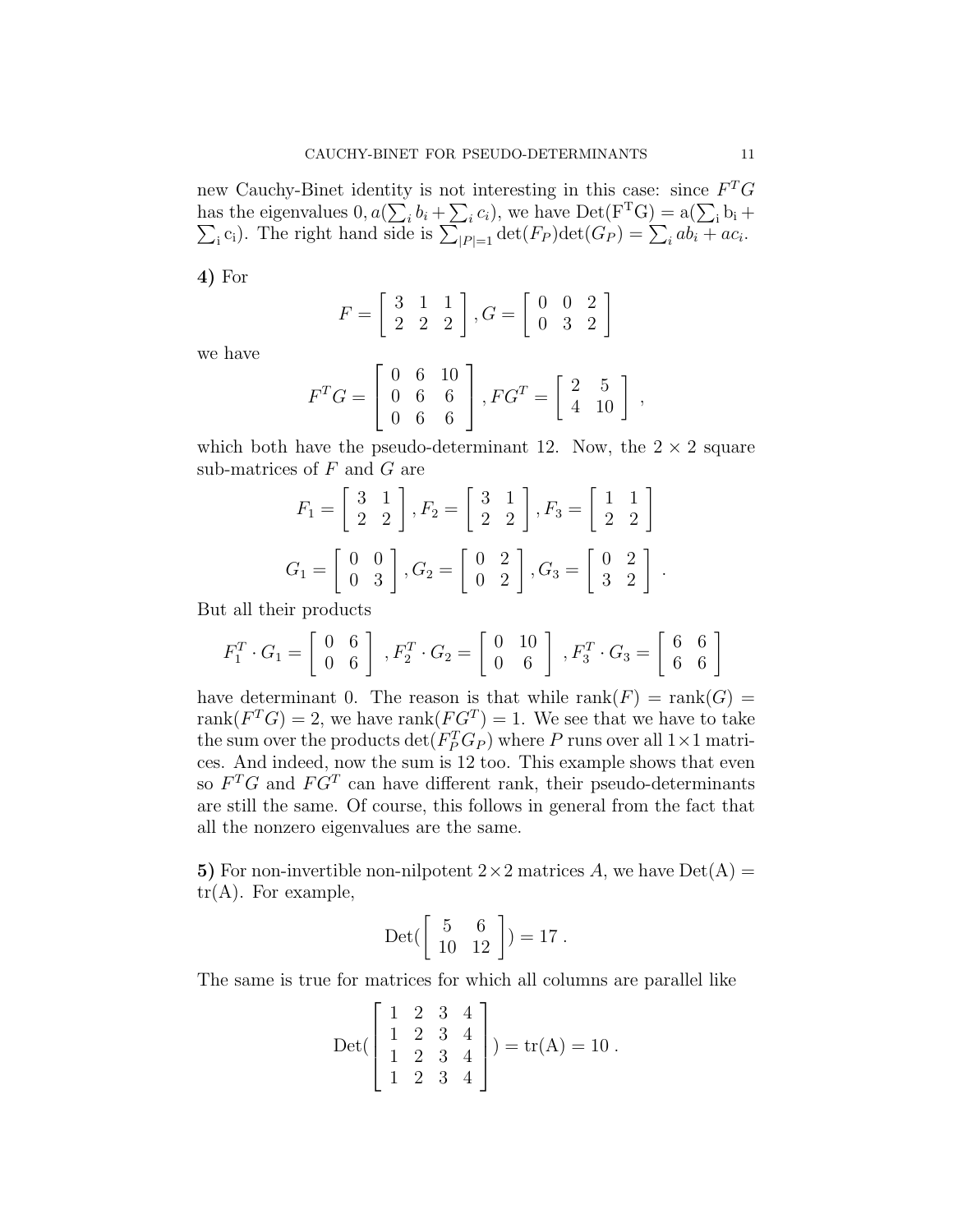new Cauchy-Binet identity is not interesting in this case: since $F^TG$ has the eigenvalues $0, a(\sum_i b_i + \sum_i c_i)$, we have $\mathrm{Det}(F^TG) = a(\sum_i b_i + \sum_i c_i)$. The right hand side is $\sum_{|P|=1} \det(F_P)\det(G_P) = \sum_i ab_i + ac_i$.

**4)** For

$$F = \begin{bmatrix} 3 & 1 & 1 \\ 2 & 2 & 2 \end{bmatrix}, G = \begin{bmatrix} 0 & 0 & 2 \\ 0 & 3 & 2 \end{bmatrix}$$

we have

$$F^TG = \begin{bmatrix} 0 & 6 & 10 \\ 0 & 6 & 6 \\ 0 & 6 & 6 \end{bmatrix}, FG^T = \begin{bmatrix} 2 & 5 \\ 4 & 10 \end{bmatrix},$$

which both have the pseudo-determinant 12. Now, the $2 \times 2$ square sub-matrices of $F$ and $G$ are

$$F_1 = \begin{bmatrix} 3 & 1 \\ 2 & 2 \end{bmatrix}, F_2 = \begin{bmatrix} 3 & 1 \\ 2 & 2 \end{bmatrix}, F_3 = \begin{bmatrix} 1 & 1 \\ 2 & 2 \end{bmatrix}$$

$$G_1 = \begin{bmatrix} 0 & 0 \\ 0 & 3 \end{bmatrix}, G_2 = \begin{bmatrix} 0 & 2 \\ 0 & 2 \end{bmatrix}, G_3 = \begin{bmatrix} 0 & 2 \\ 3 & 2 \end{bmatrix}.$$

But all their products

$$F_1^T \cdot G_1 = \begin{bmatrix} 0 & 6 \\ 0 & 6 \end{bmatrix}, F_2^T \cdot G_2 = \begin{bmatrix} 0 & 10 \\ 0 & 6 \end{bmatrix}, F_3^T \cdot G_3 = \begin{bmatrix} 6 & 6 \\ 6 & 6 \end{bmatrix}$$

have determinant 0. The reason is that while $\mathrm{rank}(F) = \mathrm{rank}(G) = \mathrm{rank}(F^TG) = 2$, we have $\mathrm{rank}(FG^T) = 1$. We see that we have to take the sum over the products $\det(F_P^TG_P)$ where $P$ runs over all $1 \times 1$ matrices. And indeed, now the sum is 12 too. This example shows that even so $F^TG$ and $FG^T$ can have different rank, their pseudo-determinants are still the same. Of course, this follows in general from the fact that all the nonzero eigenvalues are the same.

**5)** For non-invertible non-nilpotent $2 \times 2$ matrices $A$, we have $\mathrm{Det}(A) = \mathrm{tr}(A)$. For example,

$$\mathrm{Det}(\begin{bmatrix} 5 & 6 \\ 10 & 12 \end{bmatrix}) = 17.$$

The same is true for matrices for which all columns are parallel like

$$\mathrm{Det}(\begin{bmatrix} 1 & 2 & 3 & 4 \\ 1 & 2 & 3 & 4 \\ 1 & 2 & 3 & 4 \\ 1 & 2 & 3 & 4 \end{bmatrix}) = \mathrm{tr}(A) = 10.$$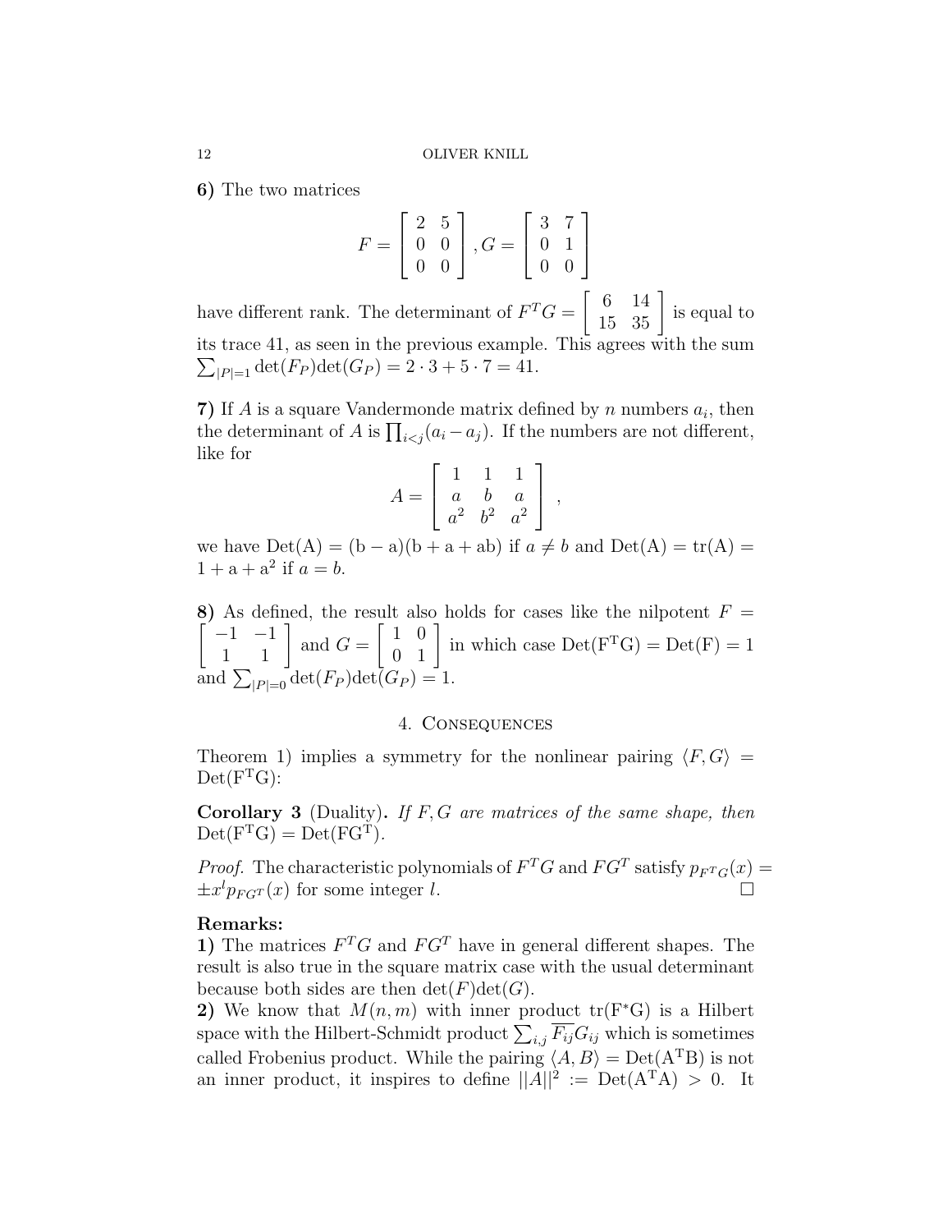**6)** The two matrices

$$F = \begin{bmatrix} 2 & 5 \\ 0 & 0 \\ 0 & 0 \end{bmatrix}, G = \begin{bmatrix} 3 & 7 \\ 0 & 1 \\ 0 & 0 \end{bmatrix}$$

have different rank. The determinant of $F^TG = \begin{bmatrix} 6 & 14 \\ 15 & 35 \end{bmatrix}$ is equal to its trace 41, as seen in the previous example. This agrees with the sum $\sum_{|P|=1} \det(F_P)\det(G_P) = 2 \cdot 3 + 5 \cdot 7 = 41$.

**7)** If $A$ is a square Vandermonde matrix defined by $n$ numbers $a_i$, then the determinant of $A$ is $\prod_{i<j}(a_i - a_j)$. If the numbers are not different, like for

$$A = \begin{bmatrix} 1 & 1 & 1 \\ a & b & a \\ a^2 & b^2 & a^2 \end{bmatrix},$$

we have $\mathrm{Det(A) = (b-a)(b+a+ab)}$ if $a \neq b$ and $\mathrm{Det(A) = tr(A)} = 1 + \mathrm{a} + \mathrm{a}^2$ if $a = b$.

**8)** As defined, the result also holds for cases like the nilpotent $F = \begin{bmatrix} -1 & -1 \\ 1 & 1 \end{bmatrix}$ and $G = \begin{bmatrix} 1 & 0 \\ 0 & 1 \end{bmatrix}$ in which case $\mathrm{Det(F^TG) = Det(F)} = 1$ and $\sum_{|P|=0} \det(F_P)\det(G_P) = 1$.

## 4. Consequences

Theorem 1) implies a symmetry for the nonlinear pairing $\langle F, G \rangle = \mathrm{Det(F^TG)}$:

**Corollary 3** (Duality)**.** *If $F, G$ are matrices of the same shape, then* $\mathrm{Det(F^TG) = Det(FG^T)}$.

*Proof.* The characteristic polynomials of $F^TG$ and $FG^T$ satisfy $p_{F^TG}(x) = \pm x^l p_{FG^T}(x)$ for some integer $l$. $\square$

**Remarks:**
**1)** The matrices $F^TG$ and $FG^T$ have in general different shapes. The result is also true in the square matrix case with the usual determinant because both sides are then $\det(F)\det(G)$.
**2)** We know that $M(n,m)$ with inner product $\mathrm{tr(F^*G)}$ is a Hilbert space with the Hilbert-Schmidt product $\sum_{i,j} \overline{F_{ij}} G_{ij}$ which is sometimes called Frobenius product. While the pairing $\langle A, B \rangle = \mathrm{Det(A^TB)}$ is not an inner product, it inspires to define $||A||^2 := \mathrm{Det(A^TA)} > 0$. It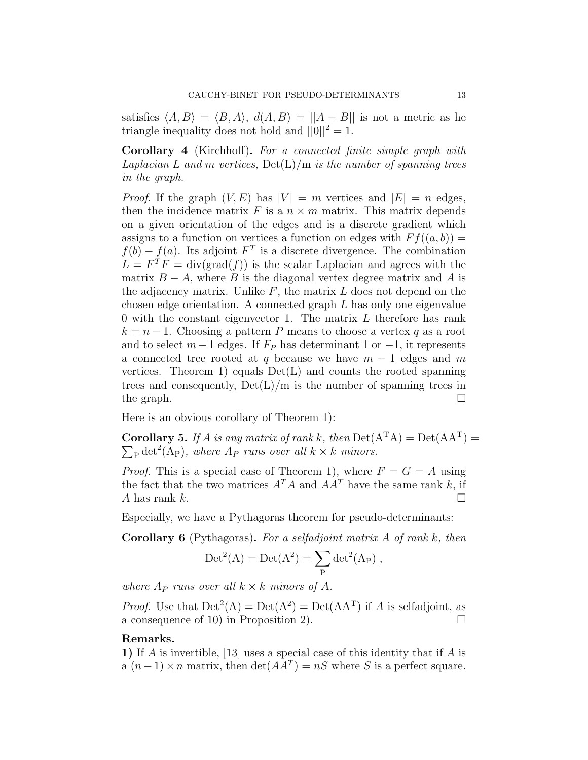satisfies $\langle A, B\rangle = \langle B, A\rangle$, $d(A, B) = ||A - B||$ is not a metric as he triangle inequality does not hold and $||0||^2 = 1$.

**Corollary 4** (Kirchhoff)**.** *For a connected finite simple graph with Laplacian $L$ and $m$ vertices,* $\mathrm{Det(L)/m}$ *is the number of spanning trees in the graph.*

*Proof.* If the graph $(V, E)$ has $|V| = m$ vertices and $|E| = n$ edges, then the incidence matrix $F$ is a $n \times m$ matrix. This matrix depends on a given orientation of the edges and is a discrete gradient which assigns to a function on vertices a function on edges with $Ff((a, b)) = f(b) - f(a)$. Its adjoint $F^T$ is a discrete divergence. The combination $L = F^T F = \mathrm{div}(\mathrm{grad}(f))$ is the scalar Laplacian and agrees with the matrix $B - A$, where $B$ is the diagonal vertex degree matrix and $A$ is the adjacency matrix. Unlike $F$, the matrix $L$ does not depend on the chosen edge orientation. A connected graph $L$ has only one eigenvalue 0 with the constant eigenvector 1. The matrix $L$ therefore has rank $k = n - 1$. Choosing a pattern $P$ means to choose a vertex $q$ as a root and to select $m - 1$ edges. If $F_P$ has determinant 1 or $-1$, it represents a connected tree rooted at $q$ because we have $m - 1$ edges and $m$ vertices. Theorem 1) equals $\mathrm{Det(L)}$ and counts the rooted spanning trees and consequently, $\mathrm{Det(L)/m}$ is the number of spanning trees in the graph. □

Here is an obvious corollary of Theorem 1):

**Corollary 5.** *If $A$ is any matrix of rank $k$, then* $\mathrm{Det(A^TA)} = \mathrm{Det(AA^T)} = \sum_{\mathrm{P}} \det^2(\mathrm{A_P})$*, where $A_P$ runs over all $k \times k$ minors.*

*Proof.* This is a special case of Theorem 1), where $F = G = A$ using the fact that the two matrices $A^T A$ and $AA^T$ have the same rank $k$, if $A$ has rank $k$. □

Especially, we have a Pythagoras theorem for pseudo-determinants:

**Corollary 6** (Pythagoras)**.** *For a selfadjoint matrix $A$ of rank $k$, then*

$$\mathrm{Det^2(A)} = \mathrm{Det(A^2)} = \sum_{\mathrm{P}} \det^2(\mathrm{A_P}) \ ,$$

*where $A_P$ runs over all $k \times k$ minors of $A$.*

*Proof.* Use that $\mathrm{Det^2(A)} = \mathrm{Det(A^2)} = \mathrm{Det(AA^T)}$ if $A$ is selfadjoint, as a consequence of 10) in Proposition 2). □

**Remarks.**

**1)** If $A$ is invertible, [13] uses a special case of this identity that if $A$ is a $(n-1) \times n$ matrix, then $\det(AA^T) = nS$ where $S$ is a perfect square.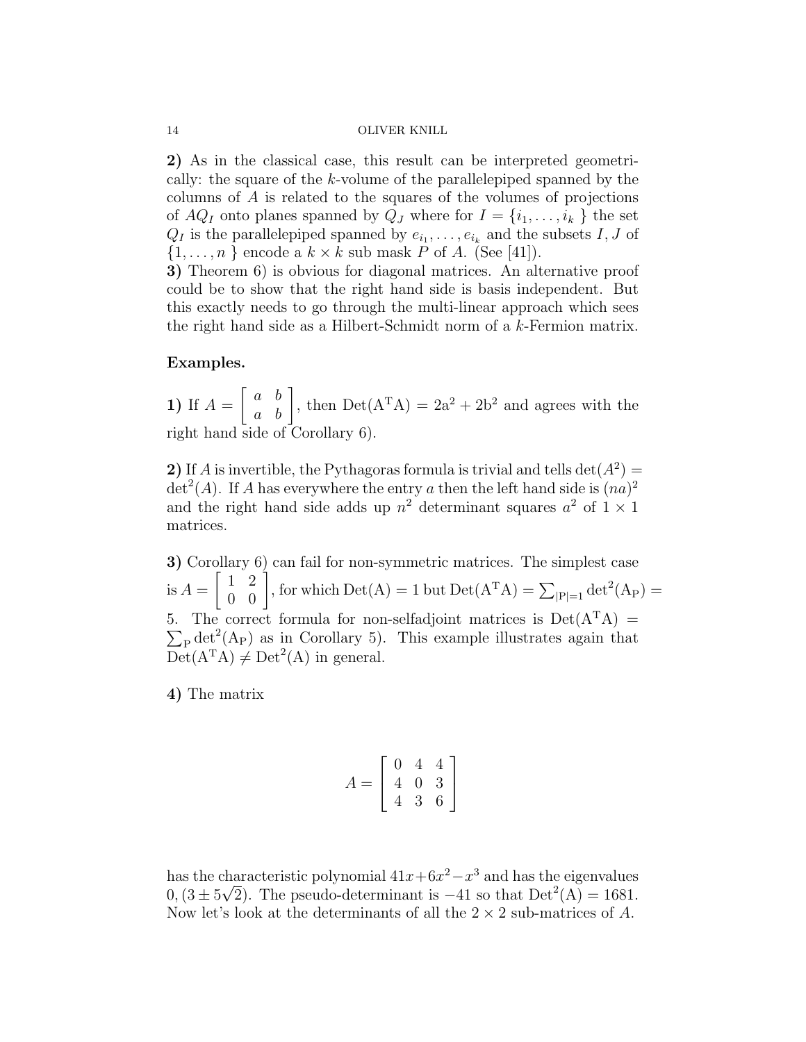**2)** As in the classical case, this result can be interpreted geometrically: the square of the $k$-volume of the parallelepiped spanned by the columns of $A$ is related to the squares of the volumes of projections of $AQ_I$ onto planes spanned by $Q_J$ where for $I = \{i_1, \dots, i_k\}$ the set $Q_I$ is the parallelepiped spanned by $e_{i_1}, \dots, e_{i_k}$ and the subsets $I, J$ of $\{1, \dots, n\}$ encode a $k \times k$ sub mask $P$ of $A$. (See [41]).

**3)** Theorem 6) is obvious for diagonal matrices. An alternative proof could be to show that the right hand side is basis independent. But this exactly needs to go through the multi-linear approach which sees the right hand side as a Hilbert-Schmidt norm of a $k$-Fermion matrix.

**Examples.**

**1)** If $A = \begin{bmatrix} a & b \\ a & b \end{bmatrix}$, then $\mathrm{Det(A^T A) = 2a^2 + 2b^2}$ and agrees with the right hand side of Corollary 6).

**2)** If $A$ is invertible, the Pythagoras formula is trivial and tells $\det(A^2) = \det^2(A)$. If $A$ has everywhere the entry $a$ then the left hand side is $(na)^2$ and the right hand side adds up $n^2$ determinant squares $a^2$ of $1 \times 1$ matrices.

**3)** Corollary 6) can fail for non-symmetric matrices. The simplest case is $A = \begin{bmatrix} 1 & 2 \\ 0 & 0 \end{bmatrix}$, for which $\mathrm{Det(A) = 1}$ but $\mathrm{Det(A^T A)} = \sum_{\mathrm{|P|=1}} \det^2(\mathrm{A_P}) = 5$. The correct formula for non-selfadjoint matrices is $\mathrm{Det(A^T A)} = \sum_{\mathrm{P}} \det^2(\mathrm{A_P})$ as in Corollary 5). This example illustrates again that $\mathrm{Det(A^T A) \neq Det^2(A)}$ in general.

**4)** The matrix

$$A = \begin{bmatrix} 0 & 4 & 4 \\ 4 & 0 & 3 \\ 4 & 3 & 6 \end{bmatrix}$$

has the characteristic polynomial $41x + 6x^2 - x^3$ and has the eigenvalues $0, (3 \pm 5\sqrt{2})$. The pseudo-determinant is $-41$ so that $\mathrm{Det^2(A) = 1681}$. Now let's look at the determinants of all the $2 \times 2$ sub-matrices of $A$.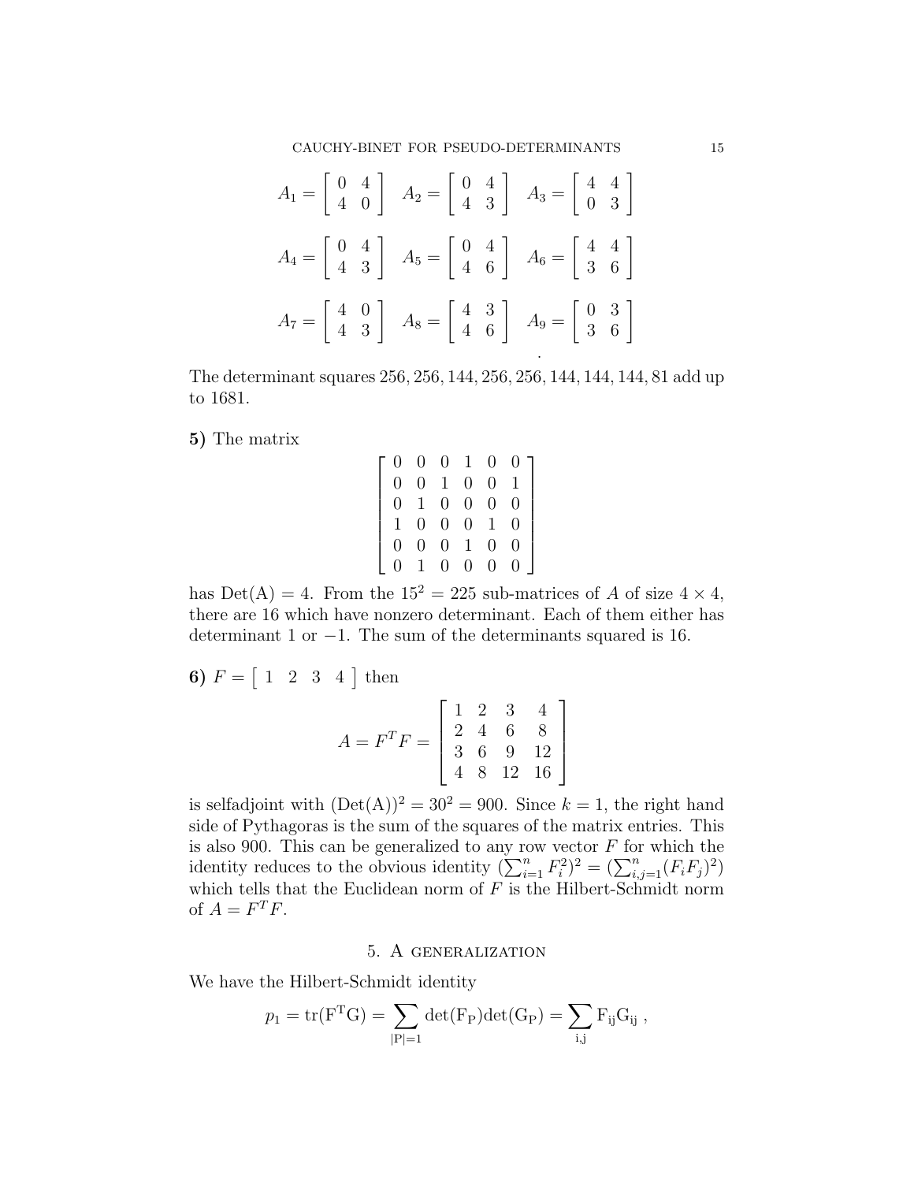$$A_1 = \begin{bmatrix} 0 & 4 \\ 4 & 0 \end{bmatrix} \quad A_2 = \begin{bmatrix} 0 & 4 \\ 4 & 3 \end{bmatrix} \quad A_3 = \begin{bmatrix} 4 & 4 \\ 0 & 3 \end{bmatrix}$$

$$A_4 = \begin{bmatrix} 0 & 4 \\ 4 & 3 \end{bmatrix} \quad A_5 = \begin{bmatrix} 0 & 4 \\ 4 & 6 \end{bmatrix} \quad A_6 = \begin{bmatrix} 4 & 4 \\ 3 & 6 \end{bmatrix}$$

$$A_7 = \begin{bmatrix} 4 & 0 \\ 4 & 3 \end{bmatrix} \quad A_8 = \begin{bmatrix} 4 & 3 \\ 4 & 6 \end{bmatrix} \quad A_9 = \begin{bmatrix} 0 & 3 \\ 3 & 6 \end{bmatrix}.$$

The determinant squares 256, 256, 144, 256, 256, 144, 144, 144, 81 add up to 1681.

**5)** The matrix

$$\begin{bmatrix} 0 & 0 & 0 & 1 & 0 & 0 \\ 0 & 0 & 1 & 0 & 0 & 1 \\ 0 & 1 & 0 & 0 & 0 & 0 \\ 1 & 0 & 0 & 0 & 1 & 0 \\ 0 & 0 & 0 & 1 & 0 & 0 \\ 0 & 1 & 0 & 0 & 0 & 0 \end{bmatrix}$$

has $\mathrm{Det(A)} = 4$. From the $15^2 = 225$ sub-matrices of $A$ of size $4 \times 4$, there are 16 which have nonzero determinant. Each of them either has determinant 1 or $-1$. The sum of the determinants squared is 16.

**6)** $F = \begin{bmatrix} 1 & 2 & 3 & 4 \end{bmatrix}$ then

$$A = F^T F = \begin{bmatrix} 1 & 2 & 3 & 4 \\ 2 & 4 & 6 & 8 \\ 3 & 6 & 9 & 12 \\ 4 & 8 & 12 & 16 \end{bmatrix}$$

is selfadjoint with $(\mathrm{Det(A)})^2 = 30^2 = 900$. Since $k = 1$, the right hand side of Pythagoras is the sum of the squares of the matrix entries. This is also 900. This can be generalized to any row vector $F$ for which the identity reduces to the obvious identity $(\sum_{i=1}^n F_i^2)^2 = (\sum_{i,j=1}^n (F_i F_j)^2)$ which tells that the Euclidean norm of $F$ is the Hilbert-Schmidt norm of $A = F^T F$.

## 5. A generalization

We have the Hilbert-Schmidt identity

$$p_1 = \mathrm{tr(F^T G)} = \sum_{|\mathrm{P}|=1} \mathrm{det(F_P) det(G_P)} = \sum_{\mathrm{i,j}} \mathrm{F_{ij} G_{ij}} \,,$$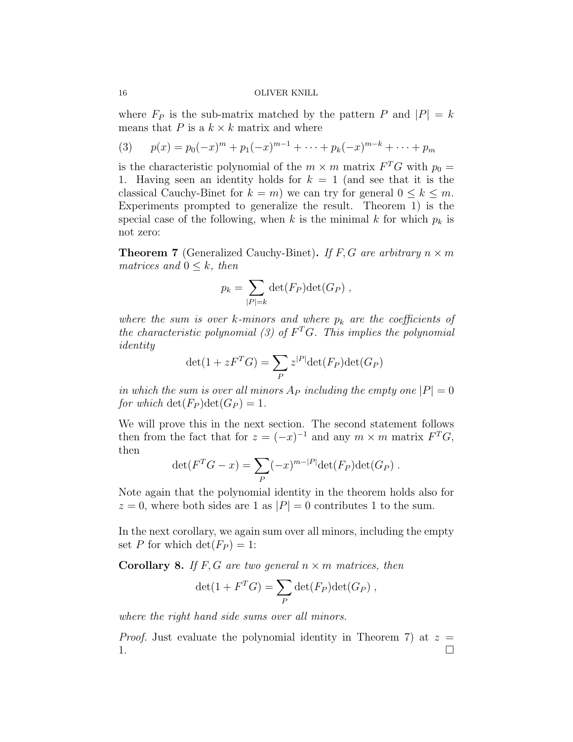where $F_P$ is the sub-matrix matched by the pattern $P$ and $|P| = k$ means that $P$ is a $k \times k$ matrix and where

$$p(x) = p_0(-x)^m + p_1(-x)^{m-1} + \cdots + p_k(-x)^{m-k} + \cdots + p_m \tag{3}$$

is the characteristic polynomial of the $m \times m$ matrix $F^T G$ with $p_0 = 1$. Having seen an identity holds for $k = 1$ (and see that it is the classical Cauchy-Binet for $k = m$) we can try for general $0 \leq k \leq m$. Experiments prompted to generalize the result. Theorem 1) is the special case of the following, when $k$ is the minimal $k$ for which $p_k$ is not zero:

**Theorem 7** (Generalized Cauchy-Binet)**.** *If $F, G$ are arbitrary $n \times m$ matrices and $0 \leq k$, then*

$$p_k = \sum_{|P|=k} \det(F_P)\det(G_P) ,$$

*where the sum is over $k$-minors and where $p_k$ are the coefficients of the characteristic polynomial (3) of $F^T G$. This implies the polynomial identity*

$$\det(1 + zF^T G) = \sum_P z^{|P|} \det(F_P)\det(G_P)$$

*in which the sum is over all minors $A_P$ including the empty one $|P| = 0$ for which $\det(F_P)\det(G_P) = 1$.*

We will prove this in the next section. The second statement follows then from the fact that for $z = (-x)^{-1}$ and any $m \times m$ matrix $F^T G$, then

$$\det(F^T G - x) = \sum_P (-x)^{m-|P|} \det(F_P)\det(G_P) .$$

Note again that the polynomial identity in the theorem holds also for $z = 0$, where both sides are 1 as $|P| = 0$ contributes 1 to the sum.

In the next corollary, we again sum over all minors, including the empty set $P$ for which $\det(F_P) = 1$:

**Corollary 8.** *If $F, G$ are two general $n \times m$ matrices, then*

$$\det(1 + F^T G) = \sum_P \det(F_P)\det(G_P) ,$$

*where the right hand side sums over all minors.*

*Proof.* Just evaluate the polynomial identity in Theorem 7) at $z = 1$. □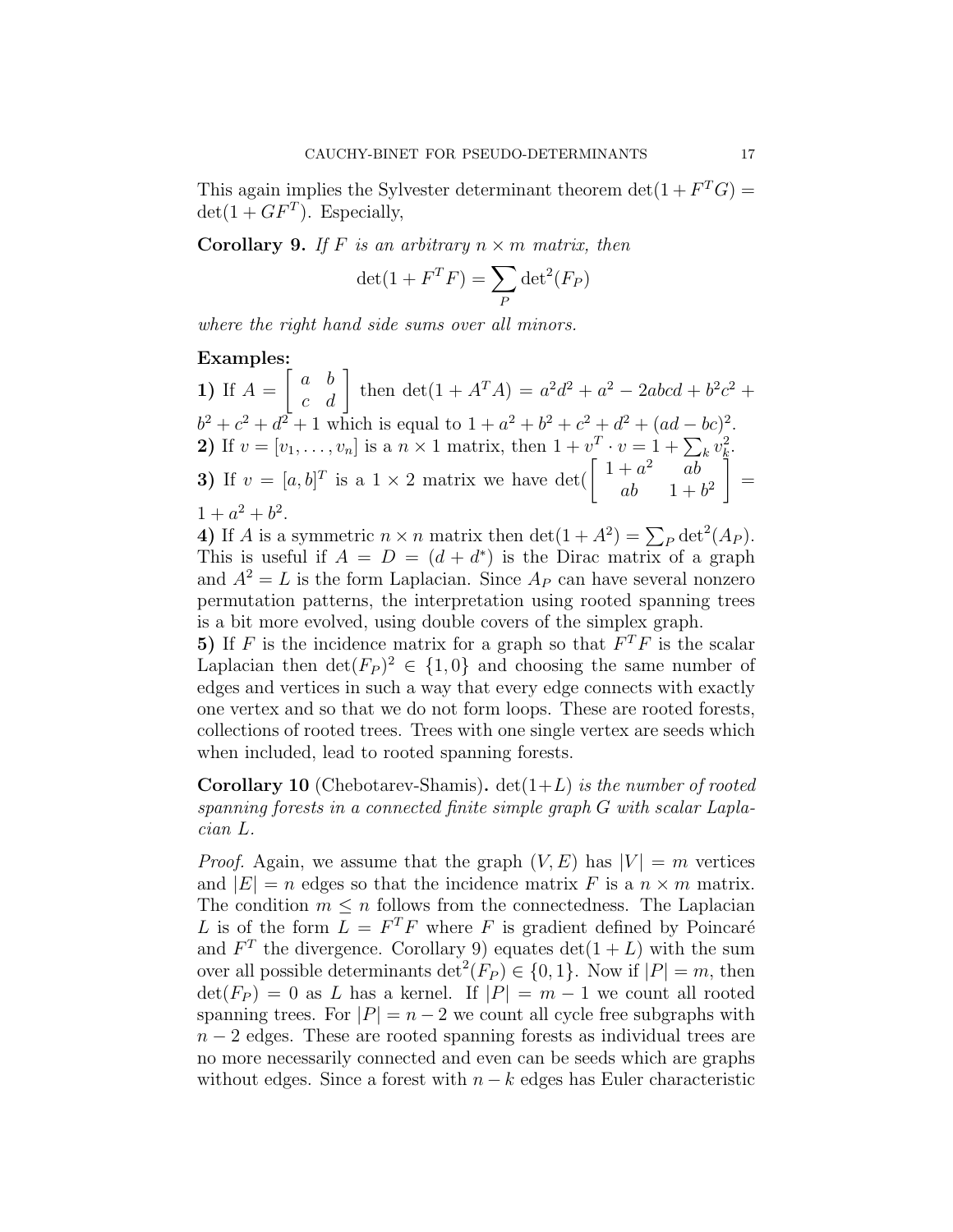This again implies the Sylvester determinant theorem $\det(1+F^TG) = \det(1+GF^T)$. Especially,

**Corollary 9.** *If $F$ is an arbitrary $n \times m$ matrix, then*

$$\det(1+F^TF) = \sum_P \det{}^2(F_P)$$

*where the right hand side sums over all minors.*

**Examples:**

**1)** If $A = \begin{bmatrix} a & b \\ c & d \end{bmatrix}$ then $\det(1+A^TA) = a^2d^2 + a^2 - 2abcd + b^2c^2 + b^2 + c^2 + d^2 + 1$ which is equal to $1 + a^2 + b^2 + c^2 + d^2 + (ad-bc)^2$.

**2)** If $v = [v_1, \ldots, v_n]$ is a $n \times 1$ matrix, then $1 + v^T \cdot v = 1 + \sum_k v_k^2$.

**3)** If $v = [a,b]^T$ is a $1 \times 2$ matrix we have $\det(\begin{bmatrix} 1+a^2 & ab \\ ab & 1+b^2 \end{bmatrix} = 1 + a^2 + b^2$.

**4)** If $A$ is a symmetric $n \times n$ matrix then $\det(1+A^2) = \sum_P \det^2(A_P)$. This is useful if $A = D = (d+d^*)$ is the Dirac matrix of a graph and $A^2 = L$ is the form Laplacian. Since $A_P$ can have several nonzero permutation patterns, the interpretation using rooted spanning trees is a bit more evolved, using double covers of the simplex graph.

**5)** If $F$ is the incidence matrix for a graph so that $F^TF$ is the scalar Laplacian then $\det(F_P)^2 \in \{1, 0\}$ and choosing the same number of edges and vertices in such a way that every edge connects with exactly one vertex and so that we do not form loops. These are rooted forests, collections of rooted trees. Trees with one single vertex are seeds which when included, lead to rooted spanning forests.

**Corollary 10** (Chebotarev-Shamis)**.** $\det(1+L)$ *is the number of rooted spanning forests in a connected finite simple graph $G$ with scalar Laplacian $L$.*

*Proof.* Again, we assume that the graph $(V,E)$ has $|V| = m$ vertices and $|E| = n$ edges so that the incidence matrix $F$ is a $n \times m$ matrix. The condition $m \leq n$ follows from the connectedness. The Laplacian $L$ is of the form $L = F^TF$ where $F$ is gradient defined by Poincaré and $F^T$ the divergence. Corollary 9) equates $\det(1+L)$ with the sum over all possible determinants $\det^2(F_P) \in \{0,1\}$. Now if $|P| = m$, then $\det(F_P) = 0$ as $L$ has a kernel. If $|P| = m-1$ we count all rooted spanning trees. For $|P| = n-2$ we count all cycle free subgraphs with $n-2$ edges. These are rooted spanning forests as individual trees are no more necessarily connected and even can be seeds which are graphs without edges. Since a forest with $n-k$ edges has Euler characteristic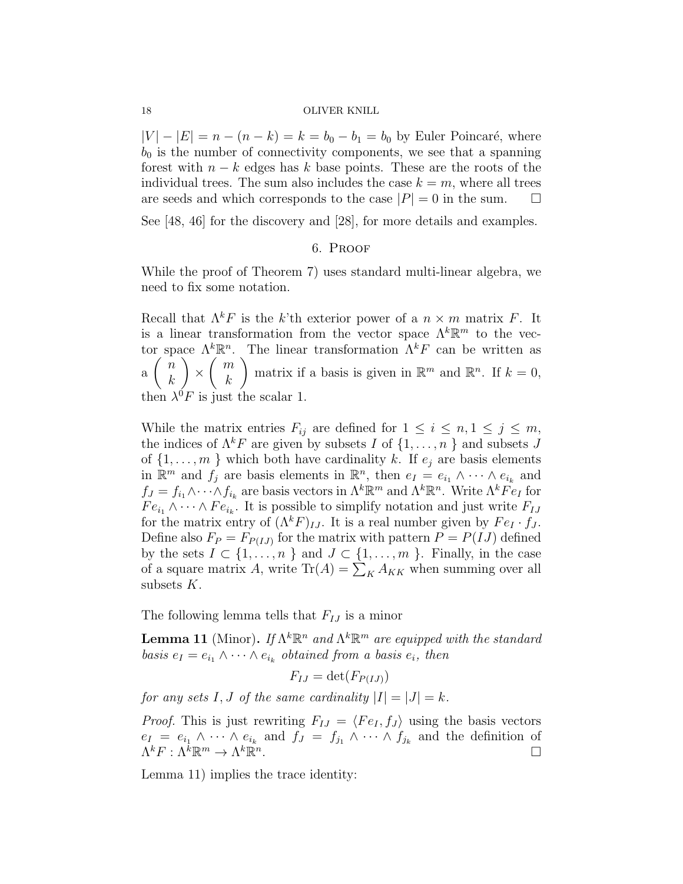$|V| - |E| = n - (n-k) = k = b_0 - b_1 = b_0$ by Euler Poincaré, where $b_0$ is the number of connectivity components, we see that a spanning forest with $n-k$ edges has $k$ base points. These are the roots of the individual trees. The sum also includes the case $k = m$, where all trees are seeds and which corresponds to the case $|P| = 0$ in the sum. $\square$

See [48, 46] for the discovery and [28], for more details and examples.

## 6. Proof

While the proof of Theorem 7) uses standard multi-linear algebra, we need to fix some notation.

Recall that $\Lambda^k F$ is the $k$'th exterior power of a $n \times m$ matrix $F$. It is a linear transformation from the vector space $\Lambda^k \mathbb{R}^m$ to the vector space $\Lambda^k \mathbb{R}^n$. The linear transformation $\Lambda^k F$ can be written as a $\left(\begin{array}{c} n \\ k \end{array}\right) \times \left(\begin{array}{c} m \\ k \end{array}\right)$ matrix if a basis is given in $\mathbb{R}^m$ and $\mathbb{R}^n$. If $k = 0$, then $\lambda^0 F$ is just the scalar 1.

While the matrix entries $F_{ij}$ are defined for $1 \leq i \leq n, 1 \leq j \leq m$, the indices of $\Lambda^k F$ are given by subsets $I$ of $\{1, \dots, n\}$ and subsets $J$ of $\{1, \dots, m\}$ which both have cardinality $k$. If $e_j$ are basis elements in $\mathbb{R}^m$ and $f_j$ are basis elements in $\mathbb{R}^n$, then $e_I = e_{i_1} \wedge \cdots \wedge e_{i_k}$ and $f_J = f_{i_1} \wedge \cdots \wedge f_{i_k}$ are basis vectors in $\Lambda^k \mathbb{R}^m$ and $\Lambda^k \mathbb{R}^n$. Write $\Lambda^k F e_I$ for $F e_{i_1} \wedge \cdots \wedge F e_{i_k}$. It is possible to simplify notation and just write $F_{IJ}$ for the matrix entry of $(\Lambda^k F)_{IJ}$. It is a real number given by $F e_I \cdot f_J$. Define also $F_P = F_{P(IJ)}$ for the matrix with pattern $P = P(IJ)$ defined by the sets $I \subset \{1, \dots, n\}$ and $J \subset \{1, \dots, m\}$. Finally, in the case of a square matrix $A$, write $\mathrm{Tr}(A) = \sum_K A_{KK}$ when summing over all subsets $K$.

The following lemma tells that $F_{IJ}$ is a minor

**Lemma 11** (Minor). *If $\Lambda^k \mathbb{R}^n$ and $\Lambda^k \mathbb{R}^m$ are equipped with the standard basis $e_I = e_{i_1} \wedge \cdots \wedge e_{i_k}$ obtained from a basis $e_i$, then*

$$F_{IJ} = \det(F_{P(IJ)})$$

*for any sets $I, J$ of the same cardinality $|I| = |J| = k$.*

*Proof.* This is just rewriting $F_{IJ} = \langle F e_I, f_J \rangle$ using the basis vectors $e_I = e_{i_1} \wedge \cdots \wedge e_{i_k}$ and $f_J = f_{j_1} \wedge \cdots \wedge f_{j_k}$ and the definition of $\Lambda^k F : \Lambda^k \mathbb{R}^m \to \Lambda^k \mathbb{R}^n$. $\square$

Lemma 11) implies the trace identity: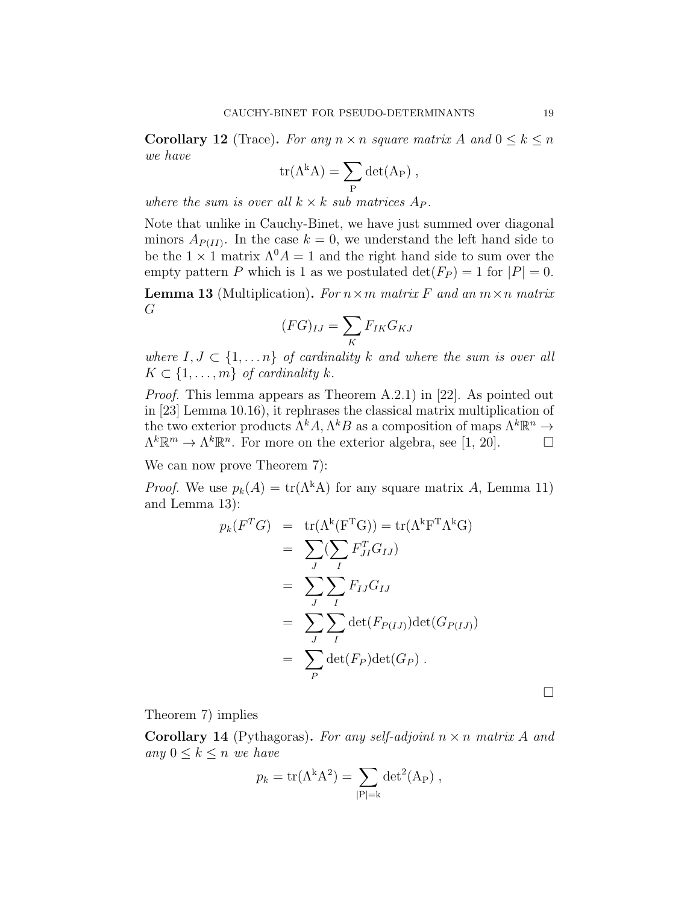**Corollary 12** (Trace)**.** *For any $n \times n$ square matrix $A$ and $0 \leq k \leq n$ we have*

$$\mathrm{tr}(\Lambda^k A) = \sum_P \det(A_P) \; ,$$

*where the sum is over all $k \times k$ sub matrices $A_P$.*

Note that unlike in Cauchy-Binet, we have just summed over diagonal minors $A_{P(II)}$. In the case $k = 0$, we understand the left hand side to be the $1 \times 1$ matrix $\Lambda^0 A = 1$ and the right hand side to sum over the empty pattern $P$ which is 1 as we postulated $\det(F_P) = 1$ for $|P| = 0$.

**Lemma 13** (Multiplication)**.** *For $n \times m$ matrix $F$ and an $m \times n$ matrix $G$*

$$(FG)_{IJ} = \sum_K F_{IK} G_{KJ}$$

*where $I, J \subset \{1, \dots n\}$ of cardinality $k$ and where the sum is over all $K \subset \{1, \dots, m\}$ of cardinality $k$.*

*Proof.* This lemma appears as Theorem A.2.1) in [22]. As pointed out in [23] Lemma 10.16), it rephrases the classical matrix multiplication of the two exterior products $\Lambda^k A, \Lambda^k B$ as a composition of maps $\Lambda^k \mathbb{R}^n \to \Lambda^k \mathbb{R}^m \to \Lambda^k \mathbb{R}^n$. For more on the exterior algebra, see [1, 20]. $\square$

We can now prove Theorem 7):

*Proof.* We use $p_k(A) = \mathrm{tr}(\Lambda^k A)$ for any square matrix $A$, Lemma 11) and Lemma 13):

$$\begin{aligned}
p_k(F^T G) &= \mathrm{tr}(\Lambda^k (F^T G)) = \mathrm{tr}(\Lambda^k F^T \Lambda^k G) \\
&= \sum_J (\sum_I F^T_{JI} G_{IJ}) \\
&= \sum_J \sum_I F_{IJ} G_{IJ} \\
&= \sum_J \sum_I \det(F_{P(IJ)}) \det(G_{P(IJ)}) \\
&= \sum_P \det(F_P) \det(G_P) \; .
\end{aligned}$$

$\square$

Theorem 7) implies

**Corollary 14** (Pythagoras)**.** *For any self-adjoint $n \times n$ matrix $A$ and any $0 \leq k \leq n$ we have*

$$p_k = \mathrm{tr}(\Lambda^k A^2) = \sum_{|P|=k} \det{}^2(A_P) \; ,$$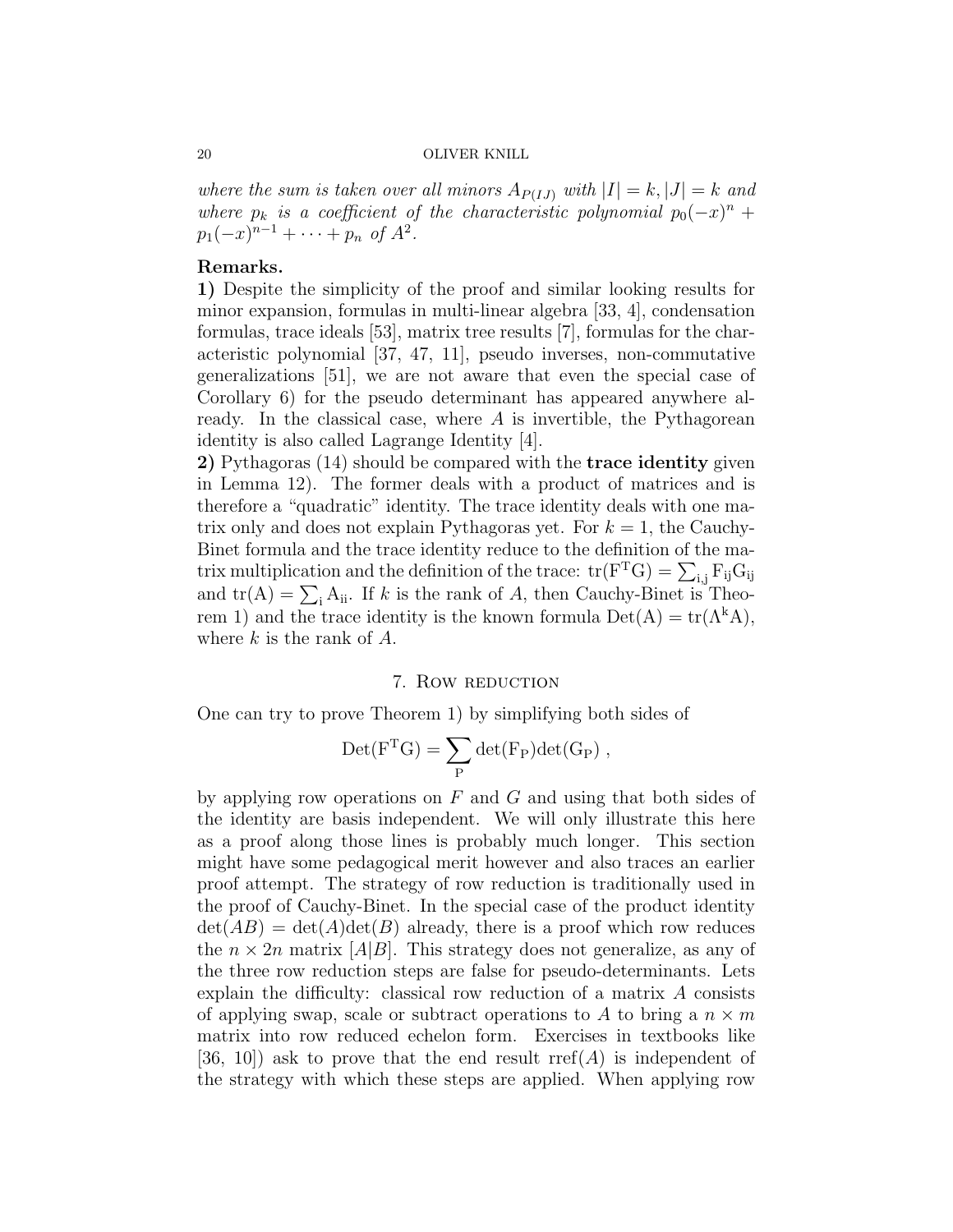*where the sum is taken over all minors $A_{P(IJ)}$ with $|I| = k, |J| = k$ and where $p_k$ is a coefficient of the characteristic polynomial $p_0(-x)^n + p_1(-x)^{n-1} + \cdots + p_n$ of $A^2$.*

**Remarks.**

**1)** Despite the simplicity of the proof and similar looking results for minor expansion, formulas in multi-linear algebra [33, 4], condensation formulas, trace ideals [53], matrix tree results [7], formulas for the characteristic polynomial [37, 47, 11], pseudo inverses, non-commutative generalizations [51], we are not aware that even the special case of Corollary 6) for the pseudo determinant has appeared anywhere already. In the classical case, where $A$ is invertible, the Pythagorean identity is also called Lagrange Identity [4].

**2)** Pythagoras (14) should be compared with the **trace identity** given in Lemma 12). The former deals with a product of matrices and is therefore a "quadratic" identity. The trace identity deals with one matrix only and does not explain Pythagoras yet. For $k = 1$, the Cauchy-Binet formula and the trace identity reduce to the definition of the matrix multiplication and the definition of the trace: $\mathrm{tr}(F^T G) = \sum_{i,j} F_{ij} G_{ij}$ and $\mathrm{tr}(A) = \sum_i A_{ii}$. If $k$ is the rank of $A$, then Cauchy-Binet is Theorem 1) and the trace identity is the known formula $\mathrm{Det}(A) = \mathrm{tr}(\Lambda^k A)$, where $k$ is the rank of $A$.

## 7. Row reduction

One can try to prove Theorem 1) by simplifying both sides of

$$\mathrm{Det}(F^T G) = \sum_P \det(F_P)\det(G_P) ,$$

by applying row operations on $F$ and $G$ and using that both sides of the identity are basis independent. We will only illustrate this here as a proof along those lines is probably much longer. This section might have some pedagogical merit however and also traces an earlier proof attempt. The strategy of row reduction is traditionally used in the proof of Cauchy-Binet. In the special case of the product identity $\det(AB) = \det(A)\det(B)$ already, there is a proof which row reduces the $n \times 2n$ matrix $[A|B]$. This strategy does not generalize, as any of the three row reduction steps are false for pseudo-determinants. Lets explain the difficulty: classical row reduction of a matrix $A$ consists of applying swap, scale or subtract operations to $A$ to bring a $n \times m$ matrix into row reduced echelon form. Exercises in textbooks like [36, 10]) ask to prove that the end result $\mathrm{rref}(A)$ is independent of the strategy with which these steps are applied. When applying row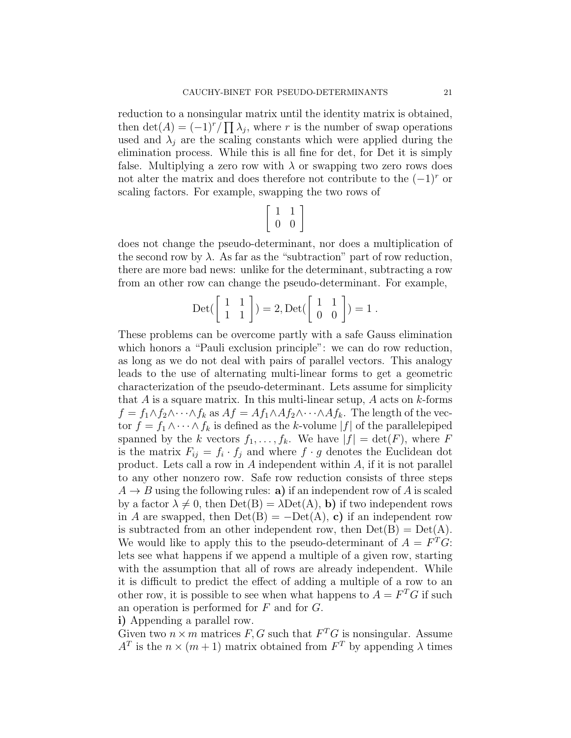reduction to a nonsingular matrix until the identity matrix is obtained, then $\det(A) = (-1)^r / \prod \lambda_j$, where $r$ is the number of swap operations used and $\lambda_j$ are the scaling constants which were applied during the elimination process. While this is all fine for det, for Det it is simply false. Multiplying a zero row with $\lambda$ or swapping two zero rows does not alter the matrix and does therefore not contribute to the $(-1)^r$ or scaling factors. For example, swapping the two rows of

$$\left[ \begin{array}{cc} 1 & 1 \\ 0 & 0 \end{array} \right]$$

does not change the pseudo-determinant, nor does a multiplication of the second row by $\lambda$. As far as the "subtraction" part of row reduction, there are more bad news: unlike for the determinant, subtracting a row from an other row can change the pseudo-determinant. For example,

$$\mathrm{Det}(\left[ \begin{array}{cc} 1 & 1 \\ 1 & 1 \end{array} \right]) = 2, \mathrm{Det}(\left[ \begin{array}{cc} 1 & 1 \\ 0 & 0 \end{array} \right]) = 1 \; .$$

These problems can be overcome partly with a safe Gauss elimination which honors a "Pauli exclusion principle": we can do row reduction, as long as we do not deal with pairs of parallel vectors. This analogy leads to the use of alternating multi-linear forms to get a geometric characterization of the pseudo-determinant. Lets assume for simplicity that $A$ is a square matrix. In this multi-linear setup, $A$ acts on $k$-forms $f = f_1 \wedge f_2 \wedge \cdots \wedge f_k$ as $Af = Af_1 \wedge Af_2 \wedge \cdots \wedge Af_k$. The length of the vector $f = f_1 \wedge \cdots \wedge f_k$ is defined as the $k$-volume $|f|$ of the parallelepiped spanned by the $k$ vectors $f_1, \dots, f_k$. We have $|f| = \det(F)$, where $F$ is the matrix $F_{ij} = f_i \cdot f_j$ and where $f \cdot g$ denotes the Euclidean dot product. Lets call a row in $A$ independent within $A$, if it is not parallel to any other nonzero row. Safe row reduction consists of three steps $A \to B$ using the following rules: **a)** if an independent row of $A$ is scaled by a factor $\lambda \neq 0$, then $\mathrm{Det(B)} = \lambda \mathrm{Det(A)}$, **b)** if two independent rows in $A$ are swapped, then $\mathrm{Det(B)} = -\mathrm{Det(A)}$, **c)** if an independent row is subtracted from an other independent row, then $\mathrm{Det(B)} = \mathrm{Det(A)}$. We would like to apply this to the pseudo-determinant of $A = F^T G$: lets see what happens if we append a multiple of a given row, starting with the assumption that all of rows are already independent. While it is difficult to predict the effect of adding a multiple of a row to an other row, it is possible to see when what happens to $A = F^T G$ if such an operation is performed for $F$ and for $G$.

**i)** Appending a parallel row.
Given two $n \times m$ matrices $F, G$ such that $F^T G$ is nonsingular. Assume $A^T$ is the $n \times (m+1)$ matrix obtained from $F^T$ by appending $\lambda$ times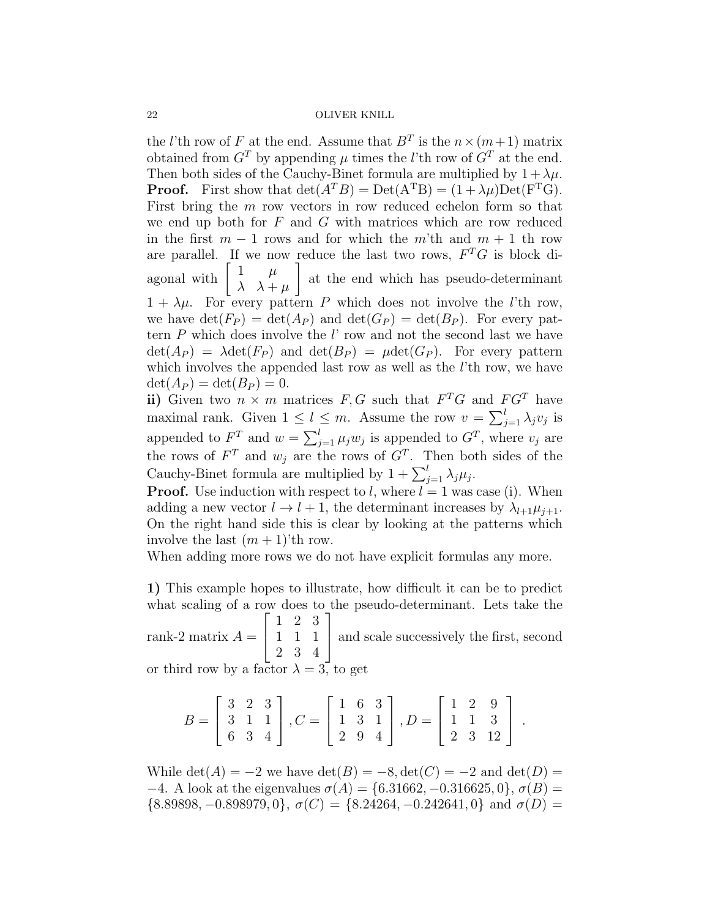the $l$'th row of $F$ at the end. Assume that $B^T$ is the $n \times (m+1)$ matrix obtained from $G^T$ by appending $\mu$ times the $l$'th row of $G^T$ at the end. Then both sides of the Cauchy-Binet formula are multiplied by $1+\lambda\mu$.

**Proof.** First show that $\det(A^T B) = \mathrm{Det(A^TB)} = (1+\lambda\mu)\mathrm{Det(F^TG)}$. First bring the $m$ row vectors in row reduced echelon form so that we end up both for $F$ and $G$ with matrices which are row reduced in the first $m-1$ rows and for which the $m$'th and $m+1$ th row are parallel. If we now reduce the last two rows, $F^T G$ is block diagonal with $\begin{bmatrix} 1 & \mu \\ \lambda & \lambda+\mu \end{bmatrix}$ at the end which has pseudo-determinant $1+\lambda\mu$. For every pattern $P$ which does not involve the $l$'th row, we have $\det(F_P) = \det(A_P)$ and $\det(G_P) = \det(B_P)$. For every pattern $P$ which does involve the $l$' row and not the second last we have $\det(A_P) = \lambda \det(F_P)$ and $\det(B_P) = \mu \det(G_P)$. For every pattern which involves the appended last row as well as the $l$'th row, we have $\det(A_P) = \det(B_P) = 0$.

**ii)** Given two $n \times m$ matrices $F, G$ such that $F^T G$ and $F G^T$ have maximal rank. Given $1 \leq l \leq m$. Assume the row $v = \sum_{j=1}^{l} \lambda_j v_j$ is appended to $F^T$ and $w = \sum_{j=1}^{l} \mu_j w_j$ is appended to $G^T$, where $v_j$ are the rows of $F^T$ and $w_j$ are the rows of $G^T$. Then both sides of the Cauchy-Binet formula are multiplied by $1 + \sum_{j=1}^{l} \lambda_j \mu_j$.

**Proof.** Use induction with respect to $l$, where $l = 1$ was case (i). When adding a new vector $l \to l+1$, the determinant increases by $\lambda_{l+1}\mu_{j+1}$. On the right hand side this is clear by looking at the patterns which involve the last $(m+1)$'th row.

When adding more rows we do not have explicit formulas any more.

**1)** This example hopes to illustrate, how difficult it can be to predict what scaling of a row does to the pseudo-determinant. Lets take the rank-2 matrix $A = \begin{bmatrix} 1 & 2 & 3 \\ 1 & 1 & 1 \\ 2 & 3 & 4 \end{bmatrix}$ and scale successively the first, second or third row by a factor $\lambda = 3$, to get

$$B = \begin{bmatrix} 3 & 2 & 3 \\ 3 & 1 & 1 \\ 6 & 3 & 4 \end{bmatrix}, C = \begin{bmatrix} 1 & 6 & 3 \\ 1 & 3 & 1 \\ 2 & 9 & 4 \end{bmatrix}, D = \begin{bmatrix} 1 & 2 & 9 \\ 1 & 1 & 3 \\ 2 & 3 & 12 \end{bmatrix}.$$

While $\det(A) = -2$ we have $\det(B) = -8, \det(C) = -2$ and $\det(D) = -4$. A look at the eigenvalues $\sigma(A) = \{6.31662, -0.316625, 0\}$, $\sigma(B) = \{8.89898, -0.898979, 0\}$, $\sigma(C) = \{8.24264, -0.242641, 0\}$ and $\sigma(D) =$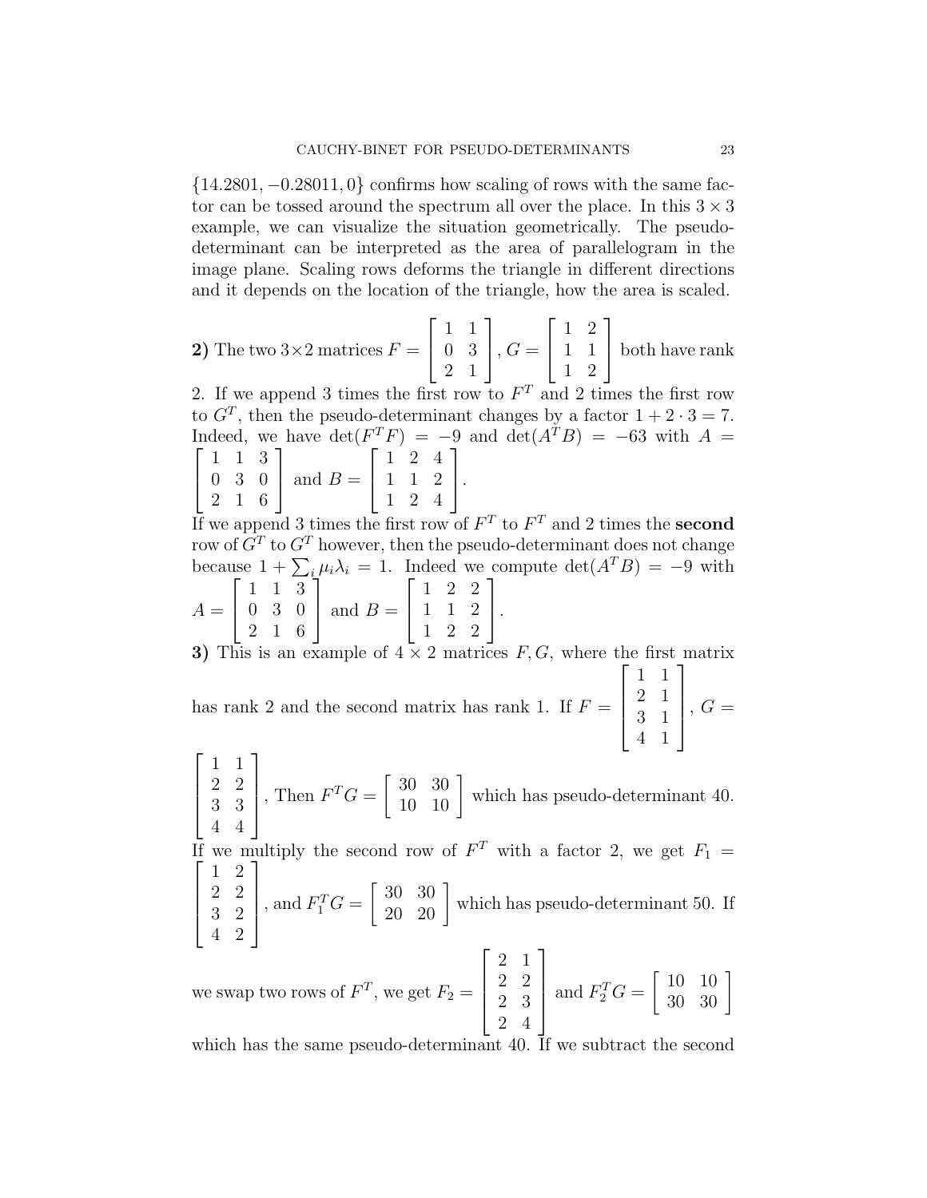$\{14.2801, -0.28011, 0\}$ confirms how scaling of rows with the same factor can be tossed around the spectrum all over the place. In this $3 \times 3$ example, we can visualize the situation geometrically. The pseudo-determinant can be interpreted as the area of parallelogram in the image plane. Scaling rows deforms the triangle in different directions and it depends on the location of the triangle, how the area is scaled.

**2)** The two $3 \times 2$ matrices $F = \begin{bmatrix} 1 & 1 \\ 0 & 3 \\ 2 & 1 \end{bmatrix}$, $G = \begin{bmatrix} 1 & 2 \\ 1 & 1 \\ 1 & 2 \end{bmatrix}$ both have rank 2. If we append 3 times the first row to $F^T$ and 2 times the first row to $G^T$, then the pseudo-determinant changes by a factor $1 + 2 \cdot 3 = 7$. Indeed, we have $\det(F^T F) = -9$ and $\det(A^T B) = -63$ with $A = \begin{bmatrix} 1 & 1 & 3 \\ 0 & 3 & 0 \\ 2 & 1 & 6 \end{bmatrix}$ and $B = \begin{bmatrix} 1 & 2 & 4 \\ 1 & 1 & 2 \\ 1 & 2 & 4 \end{bmatrix}$.

If we append 3 times the first row of $F^T$ to $F^T$ and 2 times the **second** row of $G^T$ to $G^T$ however, then the pseudo-determinant does not change because $1 + \sum_i \mu_i \lambda_i = 1$. Indeed we compute $\det(A^T B) = -9$ with $A = \begin{bmatrix} 1 & 1 & 3 \\ 0 & 3 & 0 \\ 2 & 1 & 6 \end{bmatrix}$ and $B = \begin{bmatrix} 1 & 2 & 2 \\ 1 & 1 & 2 \\ 1 & 2 & 2 \end{bmatrix}$.

**3)** This is an example of $4 \times 2$ matrices $F, G$, where the first matrix has rank 2 and the second matrix has rank 1. If $F = \begin{bmatrix} 1 & 1 \\ 2 & 1 \\ 3 & 1 \\ 4 & 1 \end{bmatrix}$, $G = \begin{bmatrix} 1 & 1 \\ 2 & 2 \\ 3 & 3 \\ 4 & 4 \end{bmatrix}$, Then $F^T G = \begin{bmatrix} 30 & 30 \\ 10 & 10 \end{bmatrix}$ which has pseudo-determinant 40.

If we multiply the second row of $F^T$ with a factor 2, we get $F_1 = \begin{bmatrix} 1 & 2 \\ 2 & 2 \\ 3 & 2 \\ 4 & 2 \end{bmatrix}$, and $F_1^T G = \begin{bmatrix} 30 & 30 \\ 20 & 20 \end{bmatrix}$ which has pseudo-determinant 50. If we swap two rows of $F^T$, we get $F_2 = \begin{bmatrix} 2 & 1 \\ 2 & 2 \\ 2 & 3 \\ 2 & 4 \end{bmatrix}$ and $F_2^T G = \begin{bmatrix} 10 & 10 \\ 30 & 30 \end{bmatrix}$ which has the same pseudo-determinant 40. If we subtract the second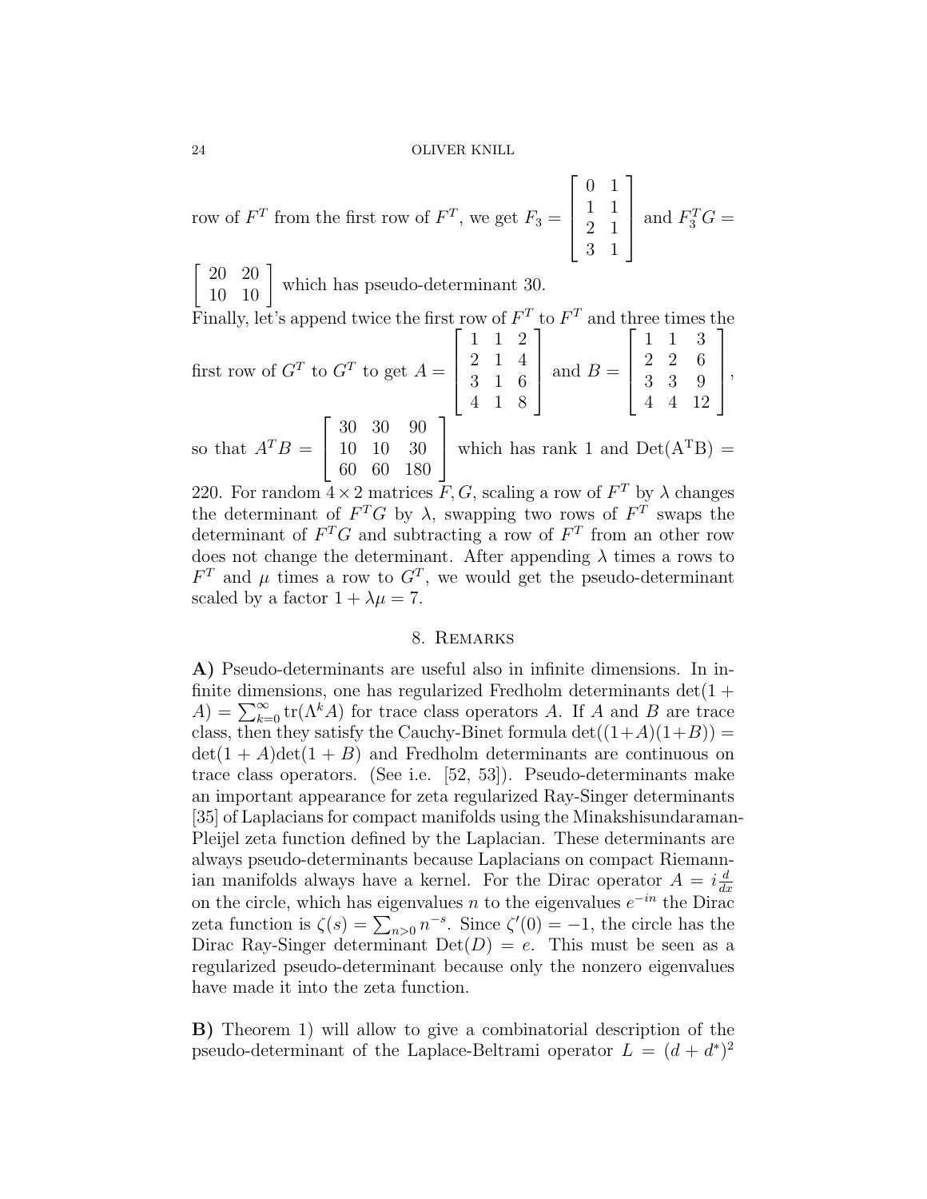row of $F^T$ from the first row of $F^T$, we get $F_3 = \begin{bmatrix} 0 & 1 \\ 1 & 1 \\ 2 & 1 \\ 3 & 1 \end{bmatrix}$ and $F_3^T G = \begin{bmatrix} 20 & 20 \\ 10 & 10 \end{bmatrix}$ which has pseudo-determinant 30.

Finally, let's append twice the first row of $F^T$ to $F^T$ and three times the first row of $G^T$ to $G^T$ to get $A = \begin{bmatrix} 1 & 1 & 2 \\ 2 & 1 & 4 \\ 3 & 1 & 6 \\ 4 & 1 & 8 \end{bmatrix}$ and $B = \begin{bmatrix} 1 & 1 & 3 \\ 2 & 2 & 6 \\ 3 & 3 & 9 \\ 4 & 4 & 12 \end{bmatrix}$, so that $A^T B = \begin{bmatrix} 30 & 30 & 90 \\ 10 & 10 & 30 \\ 60 & 60 & 180 \end{bmatrix}$ which has rank 1 and $\mathrm{Det(A^TB)} = 220$. For random $4 \times 2$ matrices $F, G$, scaling a row of $F^T$ by $\lambda$ changes the determinant of $F^T G$ by $\lambda$, swapping two rows of $F^T$ swaps the determinant of $F^T G$ and subtracting a row of $F^T$ from an other row does not change the determinant. After appending $\lambda$ times a rows to $F^T$ and $\mu$ times a row to $G^T$, we would get the pseudo-determinant scaled by a factor $1 + \lambda\mu = 7$.

## 8. Remarks

**A)** Pseudo-determinants are useful also in infinite dimensions. In infinite dimensions, one has regularized Fredholm determinants $\det(1 + A) = \sum_{k=0}^{\infty} \mathrm{tr}(\Lambda^k A)$ for trace class operators $A$. If $A$ and $B$ are trace class, then they satisfy the Cauchy-Binet formula $\det((1+A)(1+B)) = \det(1 + A)\det(1 + B)$ and Fredholm determinants are continuous on trace class operators. (See i.e. [52, 53]). Pseudo-determinants make an important appearance for zeta regularized Ray-Singer determinants [35] of Laplacians for compact manifolds using the Minakshisundaraman-Pleijel zeta function defined by the Laplacian. These determinants are always pseudo-determinants because Laplacians on compact Riemannian manifolds always have a kernel. For the Dirac operator $A = i\frac{d}{dx}$ on the circle, which has eigenvalues $n$ to the eigenvalues $e^{-in}$ the Dirac zeta function is $\zeta(s) = \sum_{n>0} n^{-s}$. Since $\zeta'(0) = -1$, the circle has the Dirac Ray-Singer determinant $\mathrm{Det}(D) = e$. This must be seen as a regularized pseudo-determinant because only the nonzero eigenvalues have made it into the zeta function.

**B)** Theorem 1) will allow to give a combinatorial description of the pseudo-determinant of the Laplace-Beltrami operator $L = (d + d^*)^2$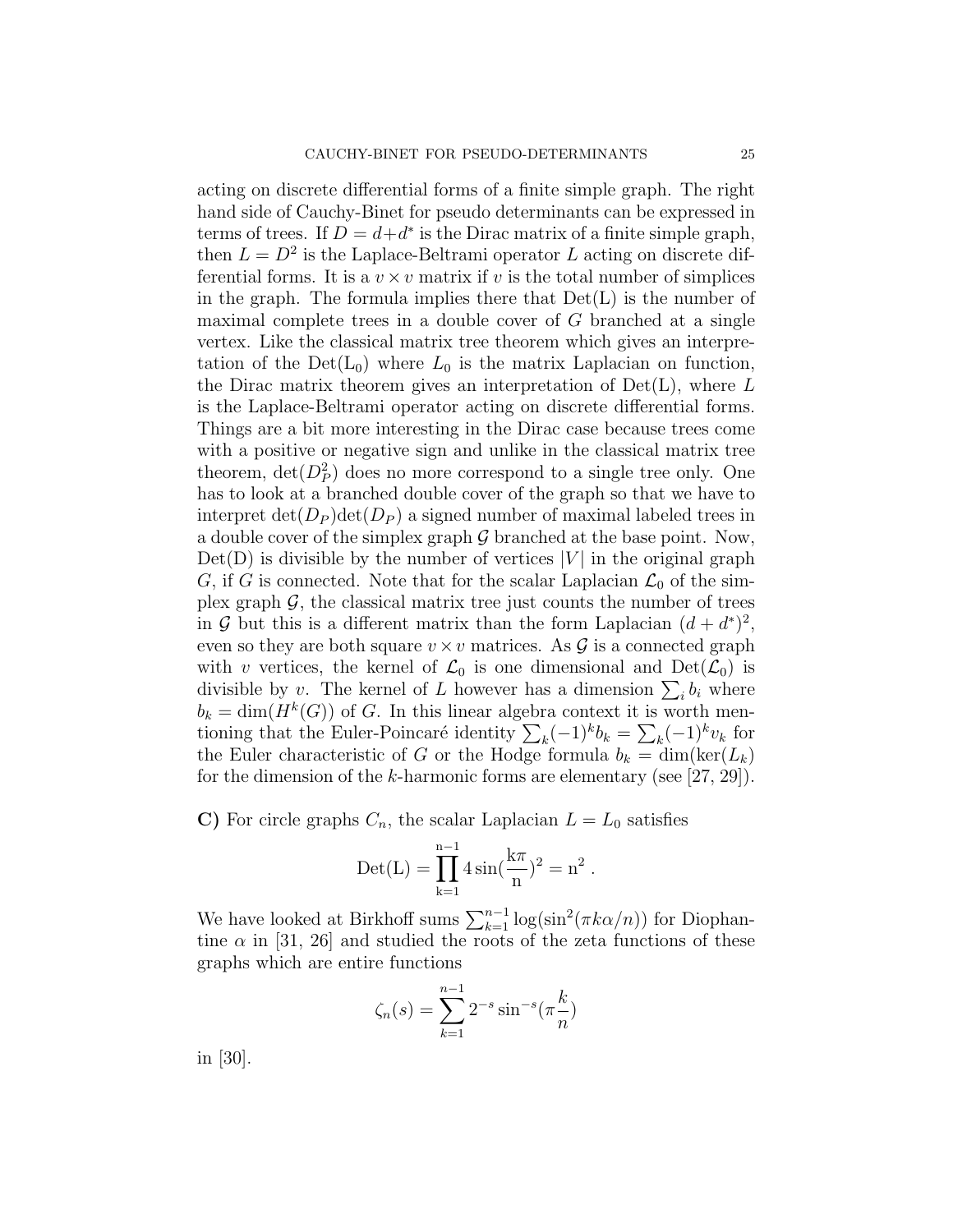acting on discrete differential forms of a finite simple graph. The right hand side of Cauchy-Binet for pseudo determinants can be expressed in terms of trees. If $D = d + d^*$ is the Dirac matrix of a finite simple graph, then $L = D^2$ is the Laplace-Beltrami operator $L$ acting on discrete differential forms. It is a $v \times v$ matrix if $v$ is the total number of simplices in the graph. The formula implies there that $\mathrm{Det(L)}$ is the number of maximal complete trees in a double cover of $G$ branched at a single vertex. Like the classical matrix tree theorem which gives an interpretation of the $\mathrm{Det(L_0)}$ where $L_0$ is the matrix Laplacian on function, the Dirac matrix theorem gives an interpretation of $\mathrm{Det(L)}$, where $L$ is the Laplace-Beltrami operator acting on discrete differential forms. Things are a bit more interesting in the Dirac case because trees come with a positive or negative sign and unlike in the classical matrix tree theorem, $\det(D_P^2)$ does no more correspond to a single tree only. One has to look at a branched double cover of the graph so that we have to interpret $\det(D_P)\det(D_P)$ a signed number of maximal labeled trees in a double cover of the simplex graph $\mathcal{G}$ branched at the base point. Now, $\mathrm{Det(D)}$ is divisible by the number of vertices $|V|$ in the original graph $G$, if $G$ is connected. Note that for the scalar Laplacian $\mathcal{L}_0$ of the simplex graph $\mathcal{G}$, the classical matrix tree just counts the number of trees in $\mathcal{G}$ but this is a different matrix than the form Laplacian $(d + d^*)^2$, even so they are both square $v \times v$ matrices. As $\mathcal{G}$ is a connected graph with $v$ vertices, the kernel of $\mathcal{L}_0$ is one dimensional and $\mathrm{Det}(\mathcal{L}_0)$ is divisible by $v$. The kernel of $L$ however has a dimension $\sum_i b_i$ where $b_k = \dim(H^k(G))$ of $G$. In this linear algebra context it is worth mentioning that the Euler-Poincaré identity $\sum_k (-1)^k b_k = \sum_k (-1)^k v_k$ for the Euler characteristic of $G$ or the Hodge formula $b_k = \dim(\ker(L_k)$ for the dimension of the $k$-harmonic forms are elementary (see [27, 29]).

**C)** For circle graphs $C_n$, the scalar Laplacian $L = L_0$ satisfies

$$\mathrm{Det(L)} = \prod_{\mathrm{k=1}}^{\mathrm{n-1}} 4\sin(\frac{\mathrm{k}\pi}{\mathrm{n}})^2 = \mathrm{n}^2 \; .$$

We have looked at Birkhoff sums $\sum_{k=1}^{n-1} \log(\sin^2(\pi k \alpha/n))$ for Diophantine $\alpha$ in [31, 26] and studied the roots of the zeta functions of these graphs which are entire functions

$$\zeta_n(s) = \sum_{k=1}^{n-1} 2^{-s} \sin^{-s}(\pi \frac{k}{n})$$

in [30].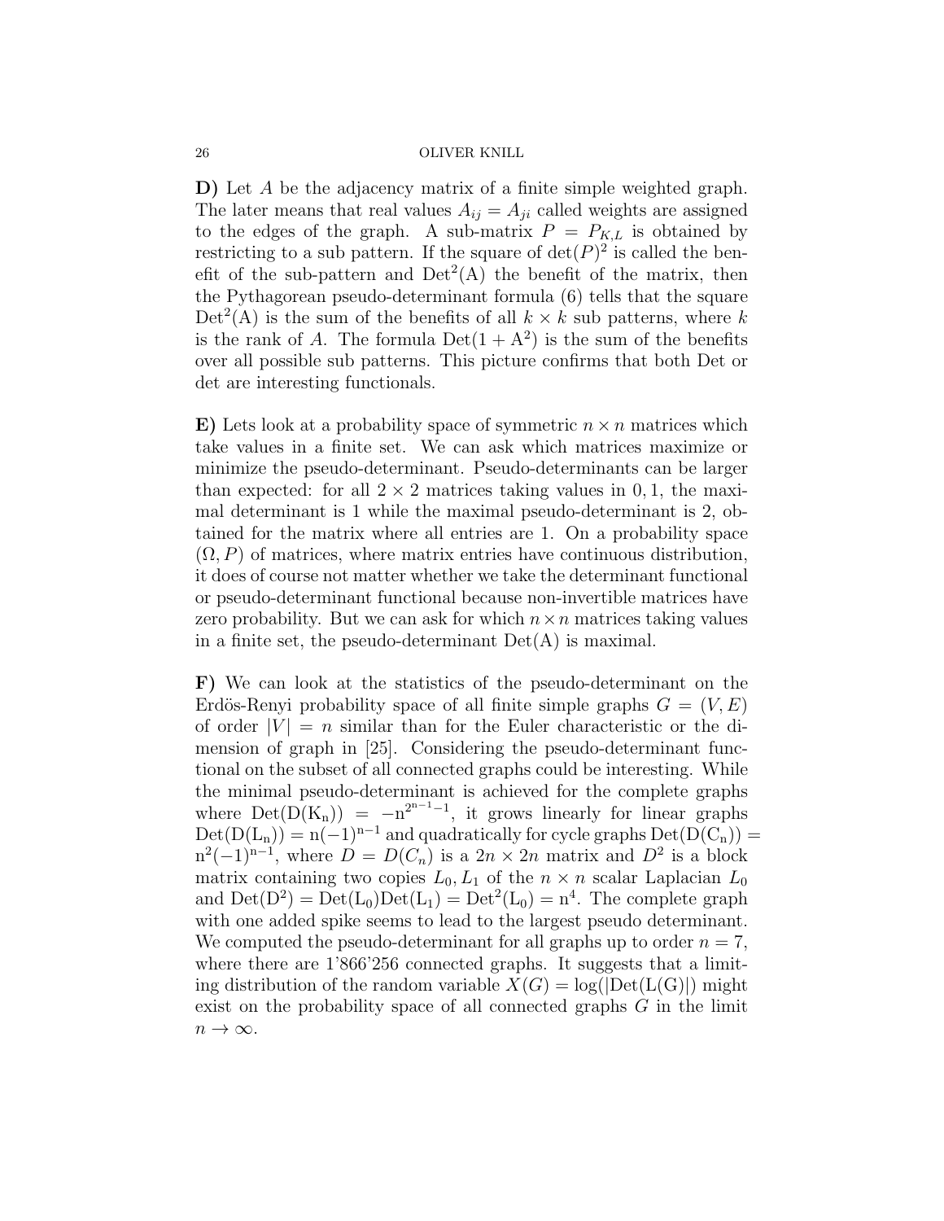**D)** Let $A$ be the adjacency matrix of a finite simple weighted graph. The later means that real values $A_{ij} = A_{ji}$ called weights are assigned to the edges of the graph. A sub-matrix $P = P_{K,L}$ is obtained by restricting to a sub pattern. If the square of $\det(P)^2$ is called the benefit of the sub-pattern and $\mathrm{Det}^2(\mathrm{A})$ the benefit of the matrix, then the Pythagorean pseudo-determinant formula (6) tells that the square $\mathrm{Det}^2(\mathrm{A})$ is the sum of the benefits of all $k \times k$ sub patterns, where $k$ is the rank of $A$. The formula $\mathrm{Det}(1 + \mathrm{A}^2)$ is the sum of the benefits over all possible sub patterns. This picture confirms that both Det or det are interesting functionals.

**E)** Lets look at a probability space of symmetric $n \times n$ matrices which take values in a finite set. We can ask which matrices maximize or minimize the pseudo-determinant. Pseudo-determinants can be larger than expected: for all $2 \times 2$ matrices taking values in $0, 1$, the maximal determinant is 1 while the maximal pseudo-determinant is 2, obtained for the matrix where all entries are 1. On a probability space $(\Omega, P)$ of matrices, where matrix entries have continuous distribution, it does of course not matter whether we take the determinant functional or pseudo-determinant functional because non-invertible matrices have zero probability. But we can ask for which $n \times n$ matrices taking values in a finite set, the pseudo-determinant $\mathrm{Det}(\mathrm{A})$ is maximal.

**F)** We can look at the statistics of the pseudo-determinant on the Erdös-Renyi probability space of all finite simple graphs $G = (V, E)$ of order $|V| = n$ similar than for the Euler characteristic or the dimension of graph in [25]. Considering the pseudo-determinant functional on the subset of all connected graphs could be interesting. While the minimal pseudo-determinant is achieved for the complete graphs where $\mathrm{Det}(\mathrm{D}(\mathrm{K_n})) = -\mathrm{n}^{2^{\mathrm{n}-1}-1}$, it grows linearly for linear graphs $\mathrm{Det}(\mathrm{D}(\mathrm{L_n})) = \mathrm{n}(-1)^{\mathrm{n}-1}$ and quadratically for cycle graphs $\mathrm{Det}(\mathrm{D}(\mathrm{C_n})) = \mathrm{n}^2(-1)^{\mathrm{n}-1}$, where $D = D(C_n)$ is a $2n \times 2n$ matrix and $D^2$ is a block matrix containing two copies $L_0, L_1$ of the $n \times n$ scalar Laplacian $L_0$ and $\mathrm{Det}(\mathrm{D}^2) = \mathrm{Det}(\mathrm{L_0})\mathrm{Det}(\mathrm{L_1}) = \mathrm{Det}^2(\mathrm{L_0}) = \mathrm{n}^4$. The complete graph with one added spike seems to lead to the largest pseudo determinant. We computed the pseudo-determinant for all graphs up to order $n = 7$, where there are 1'866'256 connected graphs. It suggests that a limiting distribution of the random variable $X(G) = \log(|\mathrm{Det}(\mathrm{L}(\mathrm{G}))|)$ might exist on the probability space of all connected graphs $G$ in the limit $n \to \infty$.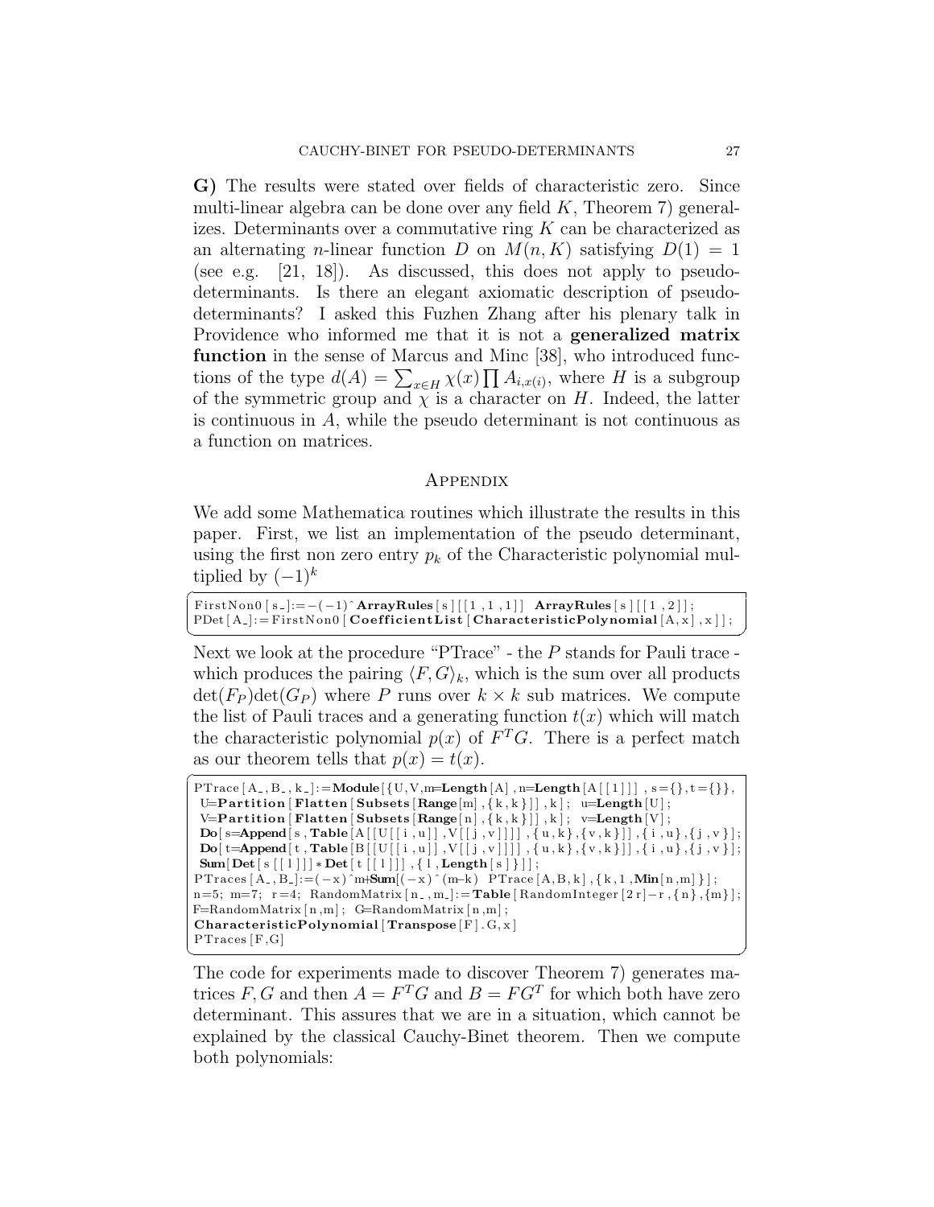**G)** The results were stated over fields of characteristic zero. Since multi-linear algebra can be done over any field $K$, Theorem 7) generalizes. Determinants over a commutative ring $K$ can be characterized as an alternating $n$-linear function $D$ on $M(n, K)$ satisfying $D(1) = 1$ (see e.g. [21, 18]). As discussed, this does not apply to pseudo-determinants. Is there an elegant axiomatic description of pseudo-determinants? I asked this Fuzhen Zhang after his plenary talk in Providence who informed me that it is not a **generalized matrix function** in the sense of Marcus and Minc [38], who introduced functions of the type $d(A) = \sum_{x \in H} \chi(x) \prod A_{i,x(i)}$, where $H$ is a subgroup of the symmetric group and $\chi$ is a character on $H$. Indeed, the latter is continuous in $A$, while the pseudo determinant is not continuous as a function on matrices.

## Appendix

We add some Mathematica routines which illustrate the results in this paper. First, we list an implementation of the pseudo determinant, using the first non zero entry $p_k$ of the Characteristic polynomial multiplied by $(-1)^k$

```
FirstNon0[s_]:=-(-1)^ArrayRules[s][[1,1,1]] ArrayRules[s][[1,2]];
PDet[A_]:=FirstNon0[CoefficientList[CharacteristicPolynomial[A,x],x]];
```

Next we look at the procedure "PTrace" - the $P$ stands for Pauli trace - which produces the pairing $\langle F, G \rangle_k$, which is the sum over all products $\det(F_P)\det(G_P)$ where $P$ runs over $k \times k$ sub matrices. We compute the list of Pauli traces and a generating function $t(x)$ which will match the characteristic polynomial $p(x)$ of $F^T G$. There is a perfect match as our theorem tells that $p(x) = t(x)$.

```
PTrace[A_,B_,k_]:=Module[{U,V,m=Length[A],n=Length[A[[1]]],s={},t={}},
 U=Partition[Flatten[Subsets[Range[m],{k,k}]],k]; u=Length[U];
 V=Partition[Flatten[Subsets[Range[n],{k,k}]],k]; v=Length[V];
 Do[s=Append[s,Table[A[[U[[i,u]],V[[j,v]]]],{u,k},{v,k}]],{i,u},{j,v}];
 Do[t=Append[t,Table[B[[U[[i,u]],V[[j,v]]]],{u,k},{v,k}]],{i,u},{j,v}];
 Sum[Det[s[[l]]]*Det[t[[l]]],{l,Length[s]}]];
PTraces[A_,B_]:=(-x)^m+Sum[(-x)^(m-k) PTrace[A,B,k],{k,1,Min[n,m]}];
n=5; m=7; r=4; RandomMatrix[n_,m_]:=Table[RandomInteger[2r]-r,{n},{m}];
F=RandomMatrix[n,m]; G=RandomMatrix[n,m];
CharacteristicPolynomial[Transpose[F].G,x]
PTraces[F,G]
```

The code for experiments made to discover Theorem 7) generates matrices $F, G$ and then $A = F^T G$ and $B = F G^T$ for which both have zero determinant. This assures that we are in a situation, which cannot be explained by the classical Cauchy-Binet theorem. Then we compute both polynomials: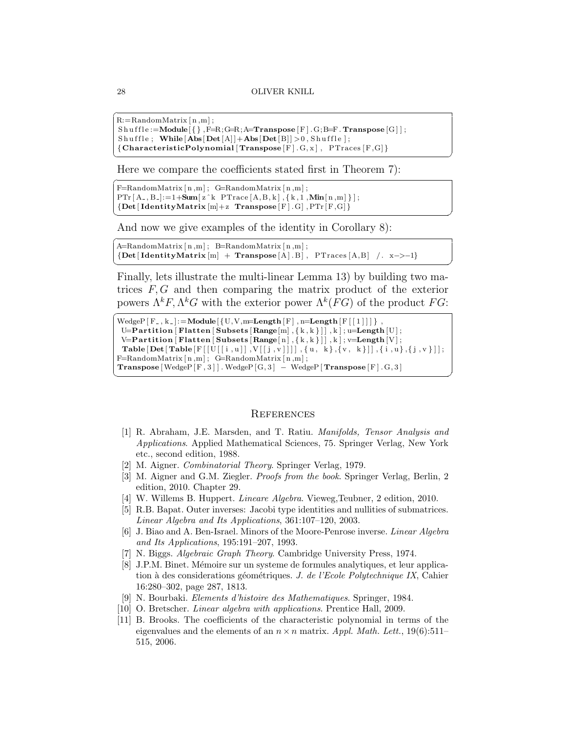```
R:=RandomMatrix[n,m];
Shuffle:=Module[{},F=R;G=R;A=Transpose[F].G;B=F.Transpose[G]];
Shuffle; While[Abs[Det[A]]+Abs[Det[B]]>0,Shuffle];
{CharacteristicPolynomial[Transpose[F].G,x], PTraces[F,G]}
```

Here we compare the coefficients stated first in Theorem 7):

```
F=RandomMatrix[n,m]; G=RandomMatrix[n,m];
PTr[A_,B_]:=1+Sum[z^k PTrace[A,B,k],{k,1,Min[n,m]}];
{Det[IdentityMatrix[m]+z Transpose[F].G],PTr[F,G]}
```

And now we give examples of the identity in Corollary 8):

```
A=RandomMatrix[n,m]; B=RandomMatrix[n,m];
{Det[IdentityMatrix[m] + Transpose[A].B], PTraces[A,B] /. x->-1}
```

Finally, lets illustrate the multi-linear Lemma 13) by building two matrices $F, G$ and then comparing the matrix product of the exterior powers $\Lambda^k F, \Lambda^k G$ with the exterior power $\Lambda^k(FG)$ of the product $FG$:

```
WedgeP[F_,k_]:=Module[{U,V,m=Length[F],n=Length[F[[1]]]},
 U=Partition[Flatten[Subsets[Range[m],{k,k}]],k];u=Length[U];
 V=Partition[Flatten[Subsets[Range[n],{k,k}]],k];v=Length[V];
 Table[Det[Table[F[[U[[i,u]],V[[j,v]]]],{u, k},{v, k}]],{i,u},{j,v}]];
F=RandomMatrix[n,m]; G=RandomMatrix[n,m];
Transpose[WedgeP[F,3]].WedgeP[G,3] - WedgeP[Transpose[F].G,3]
```

## References

[1] R. Abraham, J.E. Marsden, and T. Ratiu. *Manifolds, Tensor Analysis and Applications*. Applied Mathematical Sciences, 75. Springer Verlag, New York etc., second edition, 1988.

[2] M. Aigner. *Combinatorial Theory*. Springer Verlag, 1979.

[3] M. Aigner and G.M. Ziegler. *Proofs from the book*. Springer Verlag, Berlin, 2 edition, 2010. Chapter 29.

[4] W. Willems B. Huppert. *Lineare Algebra*. Vieweg,Teubner, 2 edition, 2010.

[5] R.B. Bapat. Outer inverses: Jacobi type identities and nullities of submatrices. *Linear Algebra and Its Applications*, 361:107–120, 2003.

[6] J. Biao and A. Ben-Israel. Minors of the Moore-Penrose inverse. *Linear Algebra and Its Applications*, 195:191–207, 1993.

[7] N. Biggs. *Algebraic Graph Theory*. Cambridge University Press, 1974.

[8] J.P.M. Binet. Mémoire sur un systeme de formules analytiques, et leur application à des considerations géométriques. *J. de l'Ecole Polytechnique IX*, Cahier 16:280–302, page 287, 1813.

[9] N. Bourbaki. *Elements d'histoire des Mathematiques*. Springer, 1984.

[10] O. Bretscher. *Linear algebra with applications*. Prentice Hall, 2009.

[11] B. Brooks. The coefficients of the characteristic polynomial in terms of the eigenvalues and the elements of an $n \times n$ matrix. *Appl. Math. Lett.*, 19(6):511–515, 2006.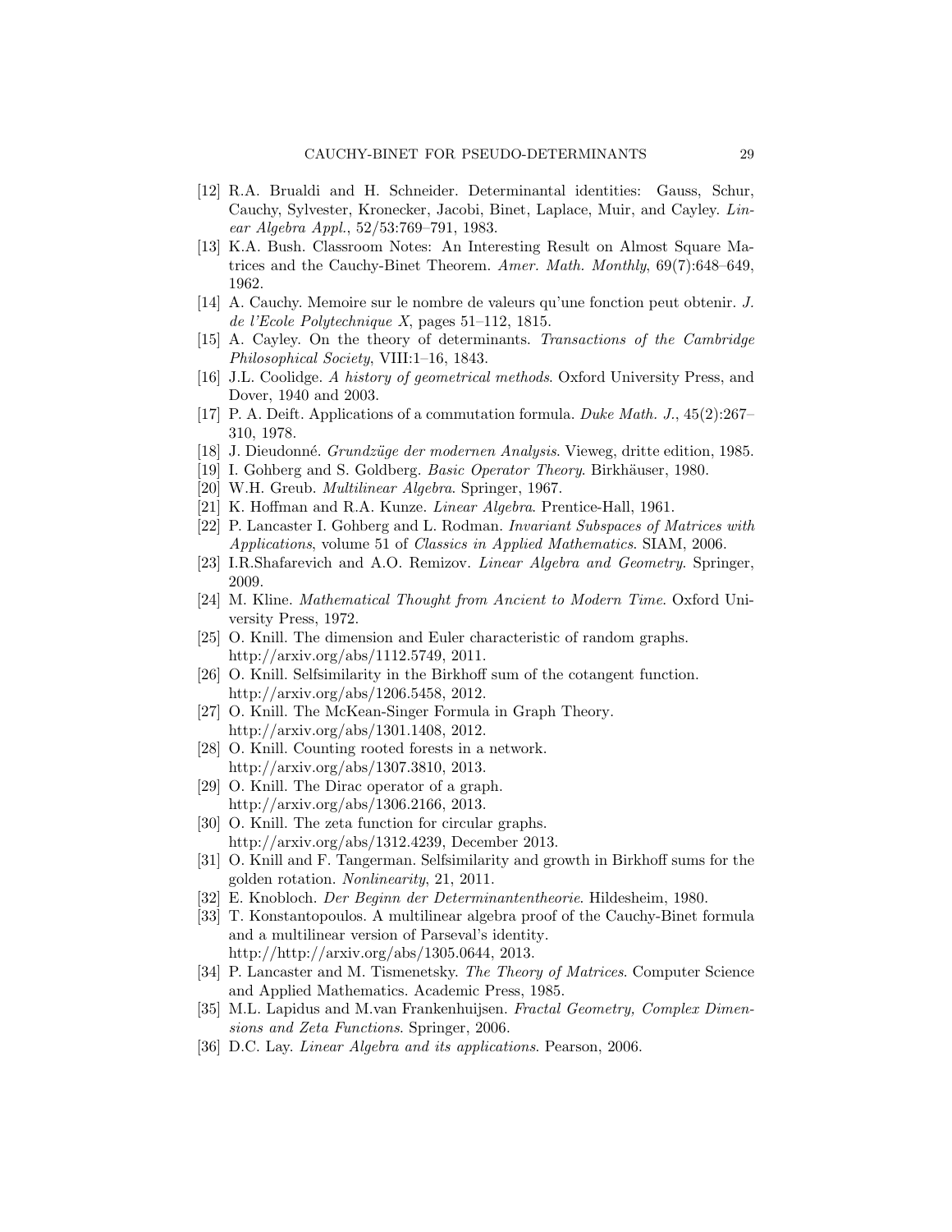[12] R.A. Brualdi and H. Schneider. Determinantal identities: Gauss, Schur, Cauchy, Sylvester, Kronecker, Jacobi, Binet, Laplace, Muir, and Cayley. *Linear Algebra Appl.*, 52/53:769–791, 1983.

[13] K.A. Bush. Classroom Notes: An Interesting Result on Almost Square Matrices and the Cauchy-Binet Theorem. *Amer. Math. Monthly*, 69(7):648–649, 1962.

[14] A. Cauchy. Memoire sur le nombre de valeurs qu'une fonction peut obtenir. *J. de l'Ecole Polytechnique X*, pages 51–112, 1815.

[15] A. Cayley. On the theory of determinants. *Transactions of the Cambridge Philosophical Society*, VIII:1–16, 1843.

[16] J.L. Coolidge. *A history of geometrical methods*. Oxford University Press, and Dover, 1940 and 2003.

[17] P. A. Deift. Applications of a commutation formula. *Duke Math. J.*, 45(2):267–310, 1978.

[18] J. Dieudonné. *Grundzüge der modernen Analysis*. Vieweg, dritte edition, 1985.

[19] I. Gohberg and S. Goldberg. *Basic Operator Theory*. Birkhäuser, 1980.

[20] W.H. Greub. *Multilinear Algebra*. Springer, 1967.

[21] K. Hoffman and R.A. Kunze. *Linear Algebra*. Prentice-Hall, 1961.

[22] P. Lancaster I. Gohberg and L. Rodman. *Invariant Subspaces of Matrices with Applications*, volume 51 of *Classics in Applied Mathematics*. SIAM, 2006.

[23] I.R.Shafarevich and A.O. Remizov. *Linear Algebra and Geometry*. Springer, 2009.

[24] M. Kline. *Mathematical Thought from Ancient to Modern Time*. Oxford University Press, 1972.

[25] O. Knill. The dimension and Euler characteristic of random graphs. http://arxiv.org/abs/1112.5749, 2011.

[26] O. Knill. Selfsimilarity in the Birkhoff sum of the cotangent function. http://arxiv.org/abs/1206.5458, 2012.

[27] O. Knill. The McKean-Singer Formula in Graph Theory. http://arxiv.org/abs/1301.1408, 2012.

[28] O. Knill. Counting rooted forests in a network. http://arxiv.org/abs/1307.3810, 2013.

[29] O. Knill. The Dirac operator of a graph. http://arxiv.org/abs/1306.2166, 2013.

[30] O. Knill. The zeta function for circular graphs. http://arxiv.org/abs/1312.4239, December 2013.

[31] O. Knill and F. Tangerman. Selfsimilarity and growth in Birkhoff sums for the golden rotation. *Nonlinearity*, 21, 2011.

[32] E. Knobloch. *Der Beginn der Determinantentheorie*. Hildesheim, 1980.

[33] T. Konstantopoulos. A multilinear algebra proof of the Cauchy-Binet formula and a multilinear version of Parseval's identity. http://http://arxiv.org/abs/1305.0644, 2013.

[34] P. Lancaster and M. Tismenetsky. *The Theory of Matrices*. Computer Science and Applied Mathematics. Academic Press, 1985.

[35] M.L. Lapidus and M.van Frankenhuijsen. *Fractal Geometry, Complex Dimensions and Zeta Functions*. Springer, 2006.

[36] D.C. Lay. *Linear Algebra and its applications*. Pearson, 2006.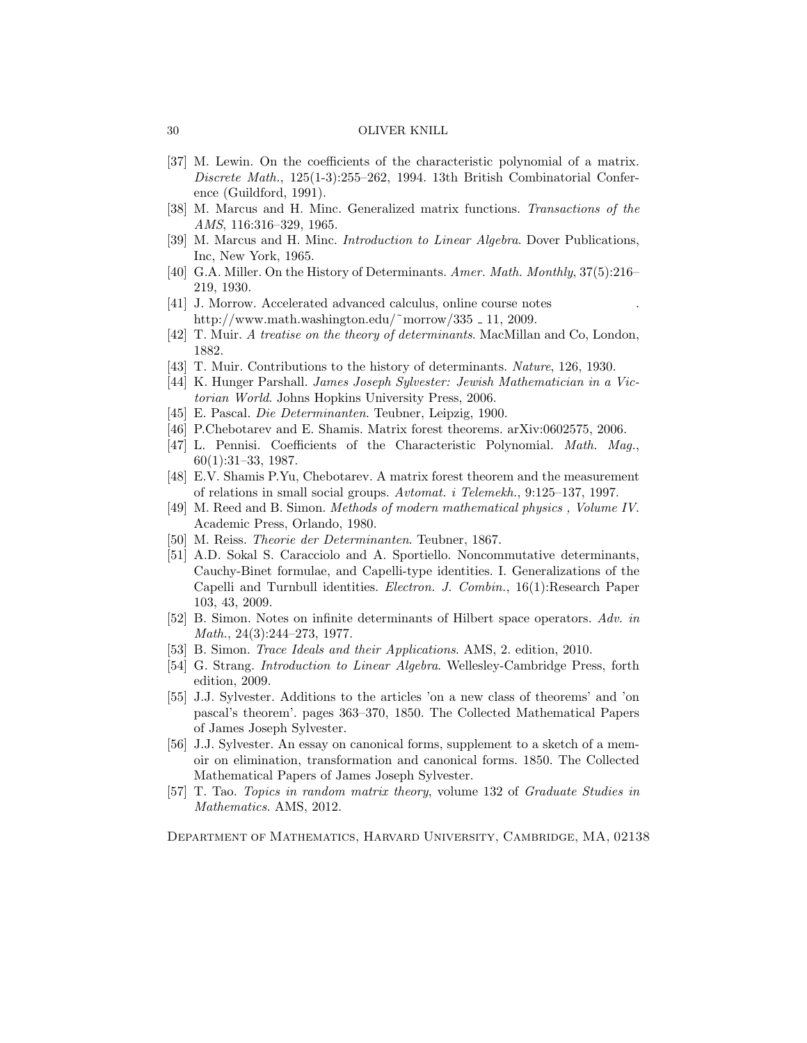[37] M. Lewin. On the coefficients of the characteristic polynomial of a matrix. *Discrete Math.*, 125(1-3):255–262, 1994. 13th British Combinatorial Conference (Guildford, 1991).

[38] M. Marcus and H. Minc. Generalized matrix functions. *Transactions of the AMS*, 116:316–329, 1965.

[39] M. Marcus and H. Minc. *Introduction to Linear Algebra*. Dover Publications, Inc, New York, 1965.

[40] G.A. Miller. On the History of Determinants. *Amer. Math. Monthly*, 37(5):216–219, 1930.

[41] J. Morrow. Accelerated advanced calculus, online course notes . http://www.math.washington.edu/~morrow/335_11, 2009.

[42] T. Muir. *A treatise on the theory of determinants*. MacMillan and Co, London, 1882.

[43] T. Muir. Contributions to the history of determinants. *Nature*, 126, 1930.

[44] K. Hunger Parshall. *James Joseph Sylvester: Jewish Mathematician in a Victorian World*. Johns Hopkins University Press, 2006.

[45] E. Pascal. *Die Determinanten*. Teubner, Leipzig, 1900.

[46] P.Chebotarev and E. Shamis. Matrix forest theorems. arXiv:0602575, 2006.

[47] L. Pennisi. Coefficients of the Characteristic Polynomial. *Math. Mag.*, 60(1):31–33, 1987.

[48] E.V. Shamis P.Yu, Chebotarev. A matrix forest theorem and the measurement of relations in small social groups. *Avtomat. i Telemekh.*, 9:125–137, 1997.

[49] M. Reed and B. Simon. *Methods of modern mathematical physics , Volume IV*. Academic Press, Orlando, 1980.

[50] M. Reiss. *Theorie der Determinanten*. Teubner, 1867.

[51] A.D. Sokal S. Caracciolo and A. Sportiello. Noncommutative determinants, Cauchy-Binet formulae, and Capelli-type identities. I. Generalizations of the Capelli and Turnbull identities. *Electron. J. Combin.*, 16(1):Research Paper 103, 43, 2009.

[52] B. Simon. Notes on infinite determinants of Hilbert space operators. *Adv. in Math.*, 24(3):244–273, 1977.

[53] B. Simon. *Trace Ideals and their Applications*. AMS, 2. edition, 2010.

[54] G. Strang. *Introduction to Linear Algebra*. Wellesley-Cambridge Press, forth edition, 2009.

[55] J.J. Sylvester. Additions to the articles 'on a new class of theorems' and 'on pascal's theorem'. pages 363–370, 1850. The Collected Mathematical Papers of James Joseph Sylvester.

[56] J.J. Sylvester. An essay on canonical forms, supplement to a sketch of a memoir on elimination, transformation and canonical forms. 1850. The Collected Mathematical Papers of James Joseph Sylvester.

[57] T. Tao. *Topics in random matrix theory*, volume 132 of *Graduate Studies in Mathematics*. AMS, 2012.

Department of Mathematics, Harvard University, Cambridge, MA, 02138